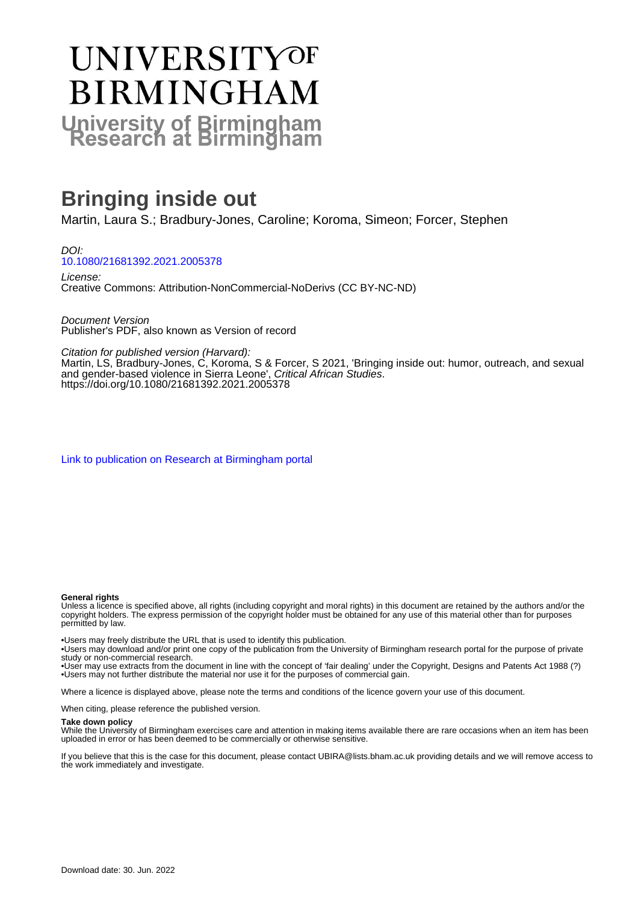# UNIVERSITY OF BIRMINGHAM

**University of Birmingham Research at Birmingham**

# Bringing inside out

Martin, Laura S.; Bradbury-Jones, Caroline; Koroma, Simeon; Forcer, Stephen

*DOI:*
[10.1080/21681392.2021.2005378](10.1080/21681392.2021.2005378)

*License:*
Creative Commons: Attribution-NonCommercial-NoDerivs (CC BY-NC-ND)

*Document Version*
Publisher's PDF, also known as Version of record

*Citation for published version (Harvard):*
Martin, LS, Bradbury-Jones, C, Koroma, S & Forcer, S 2021, 'Bringing inside out: humor, outreach, and sexual and gender-based violence in Sierra Leone', *Critical African Studies*. https://doi.org/10.1080/21681392.2021.2005378

[Link to publication on Research at Birmingham portal]()

**General rights**
Unless a licence is specified above, all rights (including copyright and moral rights) in this document are retained by the authors and/or the copyright holders. The express permission of the copyright holder must be obtained for any use of this material other than for purposes permitted by law.

•Users may freely distribute the URL that is used to identify this publication.
•Users may download and/or print one copy of the publication from the University of Birmingham research portal for the purpose of private study or non-commercial research.
•User may use extracts from the document in line with the concept of 'fair dealing' under the Copyright, Designs and Patents Act 1988 (?)
•Users may not further distribute the material nor use it for the purposes of commercial gain.

Where a licence is displayed above, please note the terms and conditions of the licence govern your use of this document.

When citing, please reference the published version.

**Take down policy**
While the University of Birmingham exercises care and attention in making items available there are rare occasions when an item has been uploaded in error or has been deemed to be commercially or otherwise sensitive.

If you believe that this is the case for this document, please contact UBIRA@lists.bham.ac.uk providing details and we will remove access to the work immediately and investigate.

Download date: 30. Jun. 2022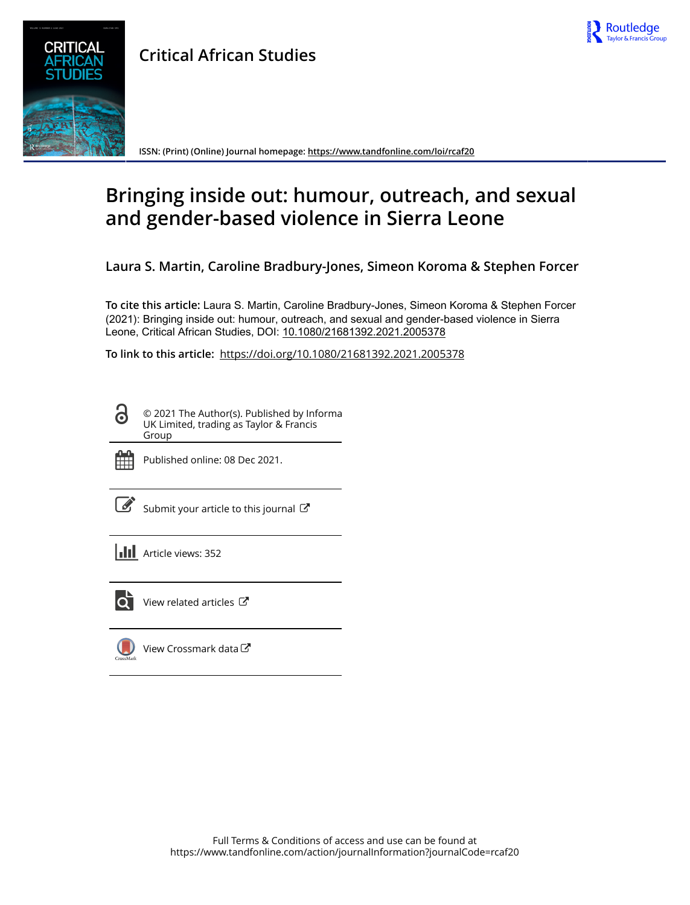# Critical African Studies

ISSN: (Print) (Online) Journal homepage: https://www.tandfonline.com/loi/rcaf20

# Bringing inside out: humour, outreach, and sexual and gender-based violence in Sierra Leone

**Laura S. Martin, Caroline Bradbury-Jones, Simeon Koroma & Stephen Forcer**

**To cite this article:** Laura S. Martin, Caroline Bradbury-Jones, Simeon Koroma & Stephen Forcer (2021): Bringing inside out: humour, outreach, and sexual and gender-based violence in Sierra Leone, Critical African Studies, DOI: 10.1080/21681392.2021.2005378

**To link to this article:** https://doi.org/10.1080/21681392.2021.2005378

© 2021 The Author(s). Published by Informa UK Limited, trading as Taylor & Francis Group

Published online: 08 Dec 2021.

Submit your article to this journal

Article views: 352

View related articles

View Crossmark data

Full Terms & Conditions of access and use can be found at
https://www.tandfonline.com/action/journalInformation?journalCode=rcaf20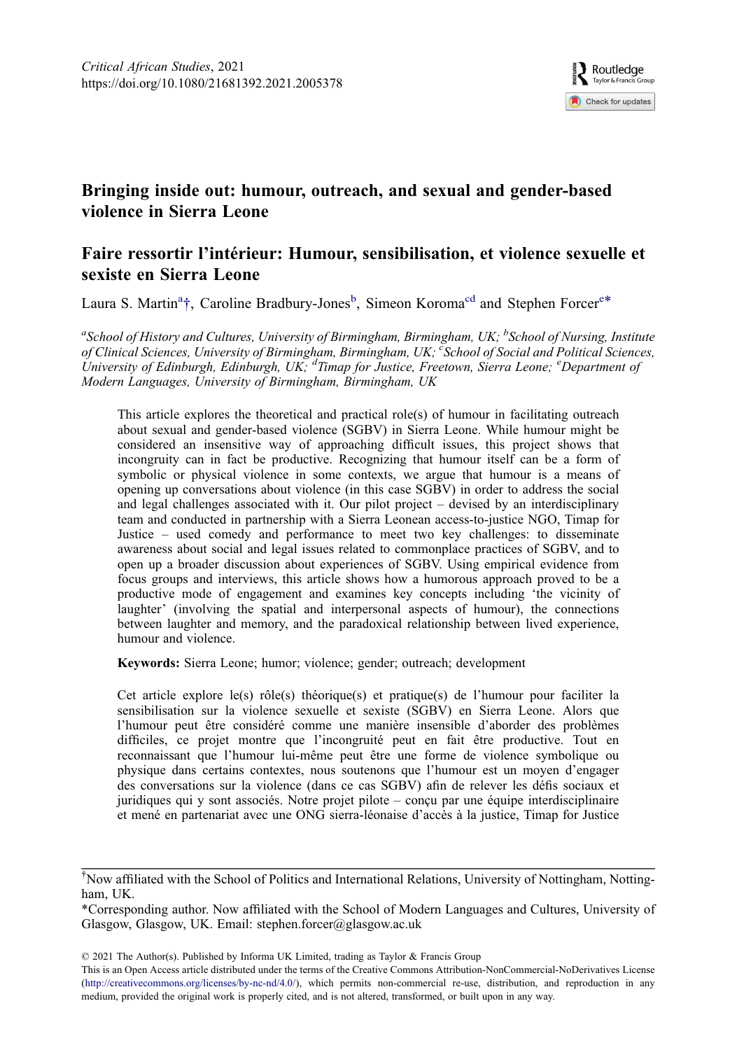# Bringing inside out: humour, outreach, and sexual and gender-based violence in Sierra Leone

# Faire ressortir l'intérieur: Humour, sensibilisation, et violence sexuelle et sexiste en Sierra Leone

Laura S. Martin[a]†, Caroline Bradbury-Jones[b], Simeon Koroma[cd] and Stephen Forcer[e]*

[a]*School of History and Cultures, University of Birmingham, Birmingham, UK;* [b]*School of Nursing, Institute of Clinical Sciences, University of Birmingham, Birmingham, UK;* [c]*School of Social and Political Sciences, University of Edinburgh, Edinburgh, UK;* [d]*Timap for Justice, Freetown, Sierra Leone;* [e]*Department of Modern Languages, University of Birmingham, Birmingham, UK*

This article explores the theoretical and practical role(s) of humour in facilitating outreach about sexual and gender-based violence (SGBV) in Sierra Leone. While humour might be considered an insensitive way of approaching difficult issues, this project shows that incongruity can in fact be productive. Recognizing that humour itself can be a form of symbolic or physical violence in some contexts, we argue that humour is a means of opening up conversations about violence (in this case SGBV) in order to address the social and legal challenges associated with it. Our pilot project – devised by an interdisciplinary team and conducted in partnership with a Sierra Leonean access-to-justice NGO, Timap for Justice – used comedy and performance to meet two key challenges: to disseminate awareness about social and legal issues related to commonplace practices of SGBV, and to open up a broader discussion about experiences of SGBV. Using empirical evidence from focus groups and interviews, this article shows how a humorous approach proved to be a productive mode of engagement and examines key concepts including 'the vicinity of laughter' (involving the spatial and interpersonal aspects of humour), the connections between laughter and memory, and the paradoxical relationship between lived experience, humour and violence.

**Keywords:** Sierra Leone; humor; violence; gender; outreach; development

Cet article explore le(s) rôle(s) théorique(s) et pratique(s) de l'humour pour faciliter la sensibilisation sur la violence sexuelle et sexiste (SGBV) en Sierra Leone. Alors que l'humour peut être considéré comme une manière insensible d'aborder des problèmes difficiles, ce projet montre que l'incongruité peut en fait être productive. Tout en reconnaissant que l'humour lui-même peut être une forme de violence symbolique ou physique dans certains contextes, nous soutenons que l'humour est un moyen d'engager des conversations sur la violence (dans ce cas SGBV) afin de relever les défis sociaux et juridiques qui y sont associés. Notre projet pilote – conçu par une équipe interdisciplinaire et mené en partenariat avec une ONG sierra-léonaise d'accès à la justice, Timap for Justice

†Now affiliated with the School of Politics and International Relations, University of Nottingham, Nottingham, UK.

*Corresponding author. Now affiliated with the School of Modern Languages and Cultures, University of Glasgow, Glasgow, UK. Email: stephen.forcer@glasgow.ac.uk

© 2021 The Author(s). Published by Informa UK Limited, trading as Taylor & Francis Group
This is an Open Access article distributed under the terms of the Creative Commons Attribution-NonCommercial-NoDerivatives License (http://creativecommons.org/licenses/by-nc-nd/4.0/), which permits non-commercial re-use, distribution, and reproduction in any medium, provided the original work is properly cited, and is not altered, transformed, or built upon in any way.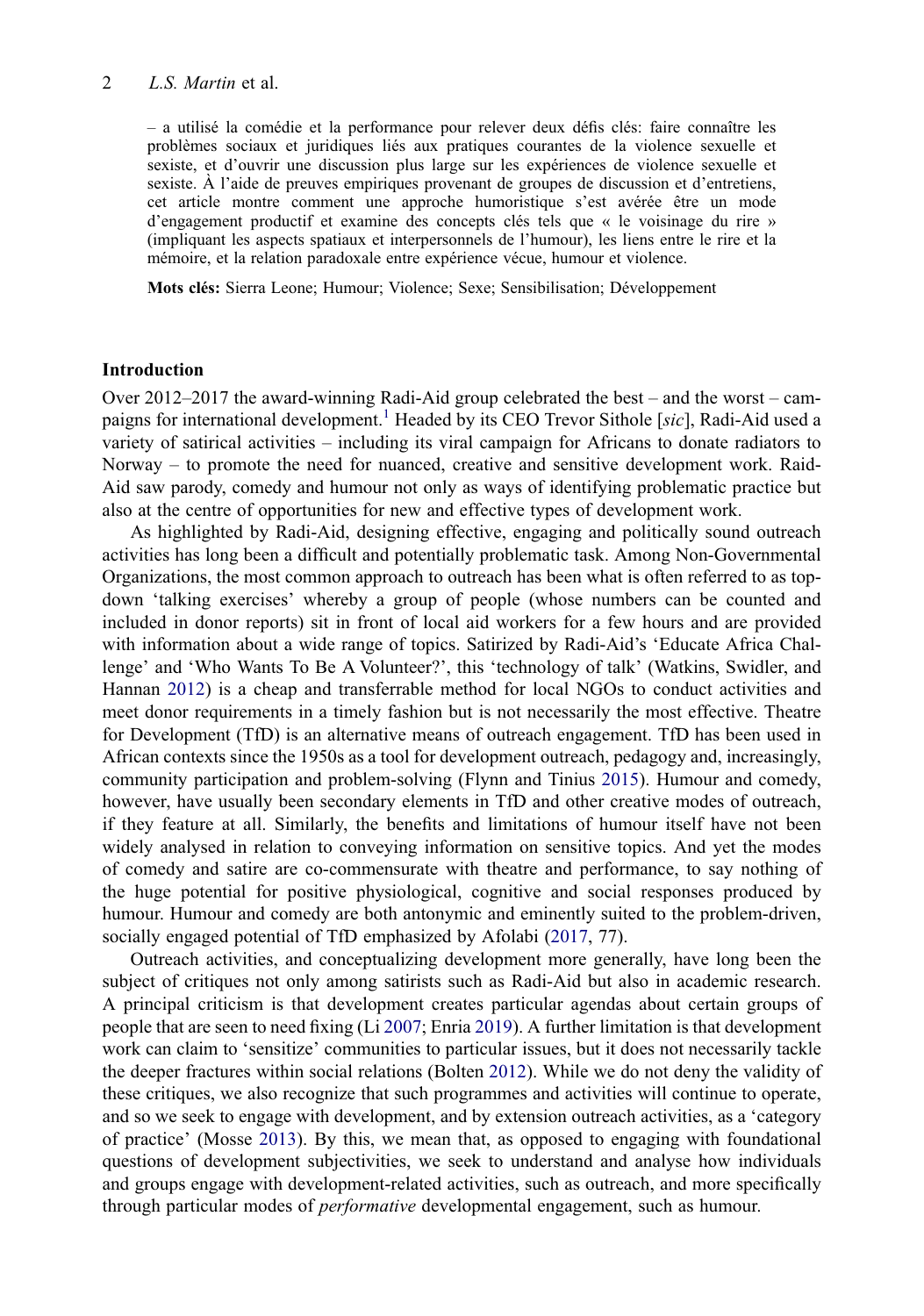– a utilisé la comédie et la performance pour relever deux défis clés: faire connaître les problèmes sociaux et juridiques liés aux pratiques courantes de la violence sexuelle et sexiste, et d'ouvrir une discussion plus large sur les expériences de violence sexuelle et sexiste. À l'aide de preuves empiriques provenant de groupes de discussion et d'entretiens, cet article montre comment une approche humoristique s'est avérée être un mode d'engagement productif et examine des concepts clés tels que « le voisinage du rire » (impliquant les aspects spatiaux et interpersonnels de l'humour), les liens entre le rire et la mémoire, et la relation paradoxale entre expérience vécue, humour et violence.

**Mots clés:** Sierra Leone; Humour; Violence; Sexe; Sensibilisation; Développement

## Introduction

Over 2012–2017 the award-winning Radi-Aid group celebrated the best – and the worst – campaigns for international development.[1] Headed by its CEO Trevor Sithole [*sic*], Radi-Aid used a variety of satirical activities – including its viral campaign for Africans to donate radiators to Norway – to promote the need for nuanced, creative and sensitive development work. Raid-Aid saw parody, comedy and humour not only as ways of identifying problematic practice but also at the centre of opportunities for new and effective types of development work.

As highlighted by Radi-Aid, designing effective, engaging and politically sound outreach activities has long been a difficult and potentially problematic task. Among Non-Governmental Organizations, the most common approach to outreach has been what is often referred to as top-down 'talking exercises' whereby a group of people (whose numbers can be counted and included in donor reports) sit in front of local aid workers for a few hours and are provided with information about a wide range of topics. Satirized by Radi-Aid's 'Educate Africa Challenge' and 'Who Wants To Be A Volunteer?', this 'technology of talk' (Watkins, Swidler, and Hannan 2012) is a cheap and transferrable method for local NGOs to conduct activities and meet donor requirements in a timely fashion but is not necessarily the most effective. Theatre for Development (TfD) is an alternative means of outreach engagement. TfD has been used in African contexts since the 1950s as a tool for development outreach, pedagogy and, increasingly, community participation and problem-solving (Flynn and Tinius 2015). Humour and comedy, however, have usually been secondary elements in TfD and other creative modes of outreach, if they feature at all. Similarly, the benefits and limitations of humour itself have not been widely analysed in relation to conveying information on sensitive topics. And yet the modes of comedy and satire are co-commensurate with theatre and performance, to say nothing of the huge potential for positive physiological, cognitive and social responses produced by humour. Humour and comedy are both antonymic and eminently suited to the problem-driven, socially engaged potential of TfD emphasized by Afolabi (2017, 77).

Outreach activities, and conceptualizing development more generally, have long been the subject of critiques not only among satirists such as Radi-Aid but also in academic research. A principal criticism is that development creates particular agendas about certain groups of people that are seen to need fixing (Li 2007; Enria 2019). A further limitation is that development work can claim to 'sensitize' communities to particular issues, but it does not necessarily tackle the deeper fractures within social relations (Bolten 2012). While we do not deny the validity of these critiques, we also recognize that such programmes and activities will continue to operate, and so we seek to engage with development, and by extension outreach activities, as a 'category of practice' (Mosse 2013). By this, we mean that, as opposed to engaging with foundational questions of development subjectivities, we seek to understand and analyse how individuals and groups engage with development-related activities, such as outreach, and more specifically through particular modes of *performative* developmental engagement, such as humour.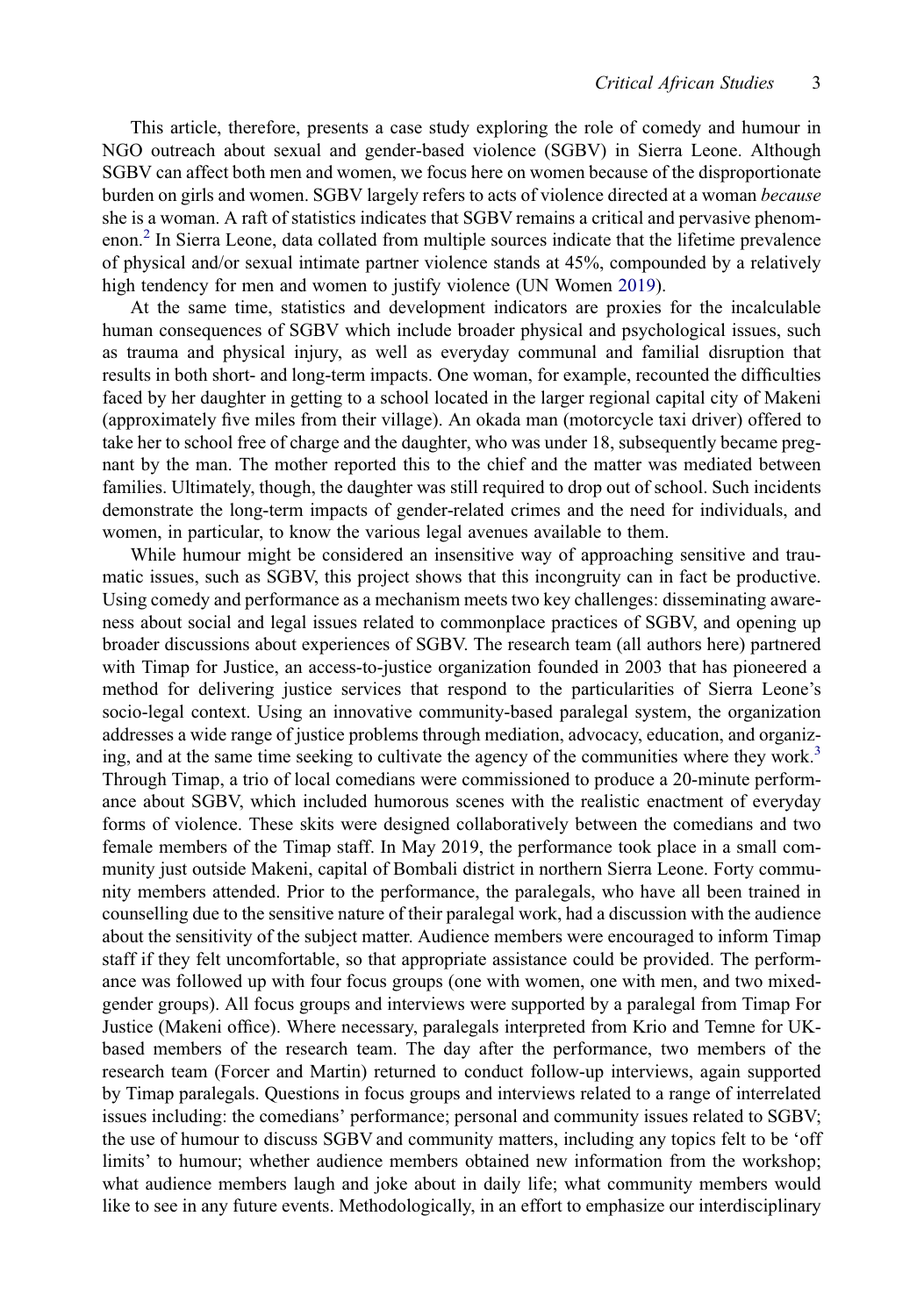This article, therefore, presents a case study exploring the role of comedy and humour in NGO outreach about sexual and gender-based violence (SGBV) in Sierra Leone. Although SGBV can affect both men and women, we focus here on women because of the disproportionate burden on girls and women. SGBV largely refers to acts of violence directed at a woman *because* she is a woman. A raft of statistics indicates that SGBV remains a critical and pervasive phenomenon.[2] In Sierra Leone, data collated from multiple sources indicate that the lifetime prevalence of physical and/or sexual intimate partner violence stands at 45%, compounded by a relatively high tendency for men and women to justify violence (UN Women 2019).

At the same time, statistics and development indicators are proxies for the incalculable human consequences of SGBV which include broader physical and psychological issues, such as trauma and physical injury, as well as everyday communal and familial disruption that results in both short- and long-term impacts. One woman, for example, recounted the difficulties faced by her daughter in getting to a school located in the larger regional capital city of Makeni (approximately five miles from their village). An okada man (motorcycle taxi driver) offered to take her to school free of charge and the daughter, who was under 18, subsequently became pregnant by the man. The mother reported this to the chief and the matter was mediated between families. Ultimately, though, the daughter was still required to drop out of school. Such incidents demonstrate the long-term impacts of gender-related crimes and the need for individuals, and women, in particular, to know the various legal avenues available to them.

While humour might be considered an insensitive way of approaching sensitive and traumatic issues, such as SGBV, this project shows that this incongruity can in fact be productive. Using comedy and performance as a mechanism meets two key challenges: disseminating awareness about social and legal issues related to commonplace practices of SGBV, and opening up broader discussions about experiences of SGBV. The research team (all authors here) partnered with Timap for Justice, an access-to-justice organization founded in 2003 that has pioneered a method for delivering justice services that respond to the particularities of Sierra Leone's socio-legal context. Using an innovative community-based paralegal system, the organization addresses a wide range of justice problems through mediation, advocacy, education, and organizing, and at the same time seeking to cultivate the agency of the communities where they work.[3] Through Timap, a trio of local comedians were commissioned to produce a 20-minute performance about SGBV, which included humorous scenes with the realistic enactment of everyday forms of violence. These skits were designed collaboratively between the comedians and two female members of the Timap staff. In May 2019, the performance took place in a small community just outside Makeni, capital of Bombali district in northern Sierra Leone. Forty community members attended. Prior to the performance, the paralegals, who have all been trained in counselling due to the sensitive nature of their paralegal work, had a discussion with the audience about the sensitivity of the subject matter. Audience members were encouraged to inform Timap staff if they felt uncomfortable, so that appropriate assistance could be provided. The performance was followed up with four focus groups (one with women, one with men, and two mixed-gender groups). All focus groups and interviews were supported by a paralegal from Timap For Justice (Makeni office). Where necessary, paralegals interpreted from Krio and Temne for UK-based members of the research team. The day after the performance, two members of the research team (Forcer and Martin) returned to conduct follow-up interviews, again supported by Timap paralegals. Questions in focus groups and interviews related to a range of interrelated issues including: the comedians' performance; personal and community issues related to SGBV; the use of humour to discuss SGBV and community matters, including any topics felt to be 'off limits' to humour; whether audience members obtained new information from the workshop; what audience members laugh and joke about in daily life; what community members would like to see in any future events. Methodologically, in an effort to emphasize our interdisciplinary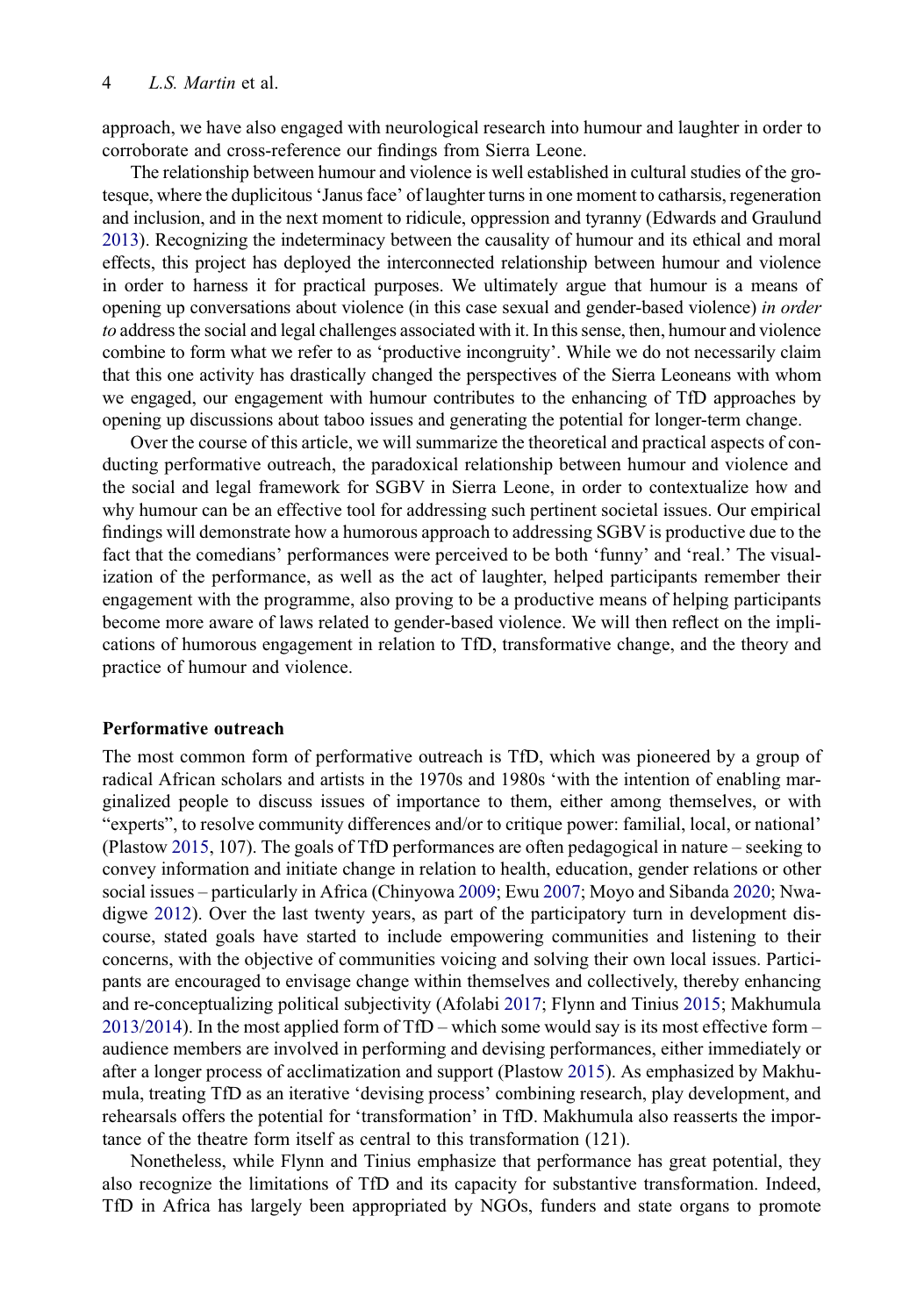approach, we have also engaged with neurological research into humour and laughter in order to corroborate and cross-reference our findings from Sierra Leone.

The relationship between humour and violence is well established in cultural studies of the grotesque, where the duplicitous 'Janus face' of laughter turns in one moment to catharsis, regeneration and inclusion, and in the next moment to ridicule, oppression and tyranny (Edwards and Graulund 2013). Recognizing the indeterminacy between the causality of humour and its ethical and moral effects, this project has deployed the interconnected relationship between humour and violence in order to harness it for practical purposes. We ultimately argue that humour is a means of opening up conversations about violence (in this case sexual and gender-based violence) *in order to* address the social and legal challenges associated with it. In this sense, then, humour and violence combine to form what we refer to as 'productive incongruity'. While we do not necessarily claim that this one activity has drastically changed the perspectives of the Sierra Leoneans with whom we engaged, our engagement with humour contributes to the enhancing of TfD approaches by opening up discussions about taboo issues and generating the potential for longer-term change.

Over the course of this article, we will summarize the theoretical and practical aspects of conducting performative outreach, the paradoxical relationship between humour and violence and the social and legal framework for SGBV in Sierra Leone, in order to contextualize how and why humour can be an effective tool for addressing such pertinent societal issues. Our empirical findings will demonstrate how a humorous approach to addressing SGBV is productive due to the fact that the comedians' performances were perceived to be both 'funny' and 'real.' The visualization of the performance, as well as the act of laughter, helped participants remember their engagement with the programme, also proving to be a productive means of helping participants become more aware of laws related to gender-based violence. We will then reflect on the implications of humorous engagement in relation to TfD, transformative change, and the theory and practice of humour and violence.

## Performative outreach

The most common form of performative outreach is TfD, which was pioneered by a group of radical African scholars and artists in the 1970s and 1980s 'with the intention of enabling marginalized people to discuss issues of importance to them, either among themselves, or with "experts", to resolve community differences and/or to critique power: familial, local, or national' (Plastow 2015, 107). The goals of TfD performances are often pedagogical in nature – seeking to convey information and initiate change in relation to health, education, gender relations or other social issues – particularly in Africa (Chinyowa 2009; Ewu 2007; Moyo and Sibanda 2020; Nwadigwe 2012). Over the last twenty years, as part of the participatory turn in development discourse, stated goals have started to include empowering communities and listening to their concerns, with the objective of communities voicing and solving their own local issues. Participants are encouraged to envisage change within themselves and collectively, thereby enhancing and re-conceptualizing political subjectivity (Afolabi 2017; Flynn and Tinius 2015; Makhumula 2013/2014). In the most applied form of TfD – which some would say is its most effective form – audience members are involved in performing and devising performances, either immediately or after a longer process of acclimatization and support (Plastow 2015). As emphasized by Makhumula, treating TfD as an iterative 'devising process' combining research, play development, and rehearsals offers the potential for 'transformation' in TfD. Makhumula also reasserts the importance of the theatre form itself as central to this transformation (121).

Nonetheless, while Flynn and Tinius emphasize that performance has great potential, they also recognize the limitations of TfD and its capacity for substantive transformation. Indeed, TfD in Africa has largely been appropriated by NGOs, funders and state organs to promote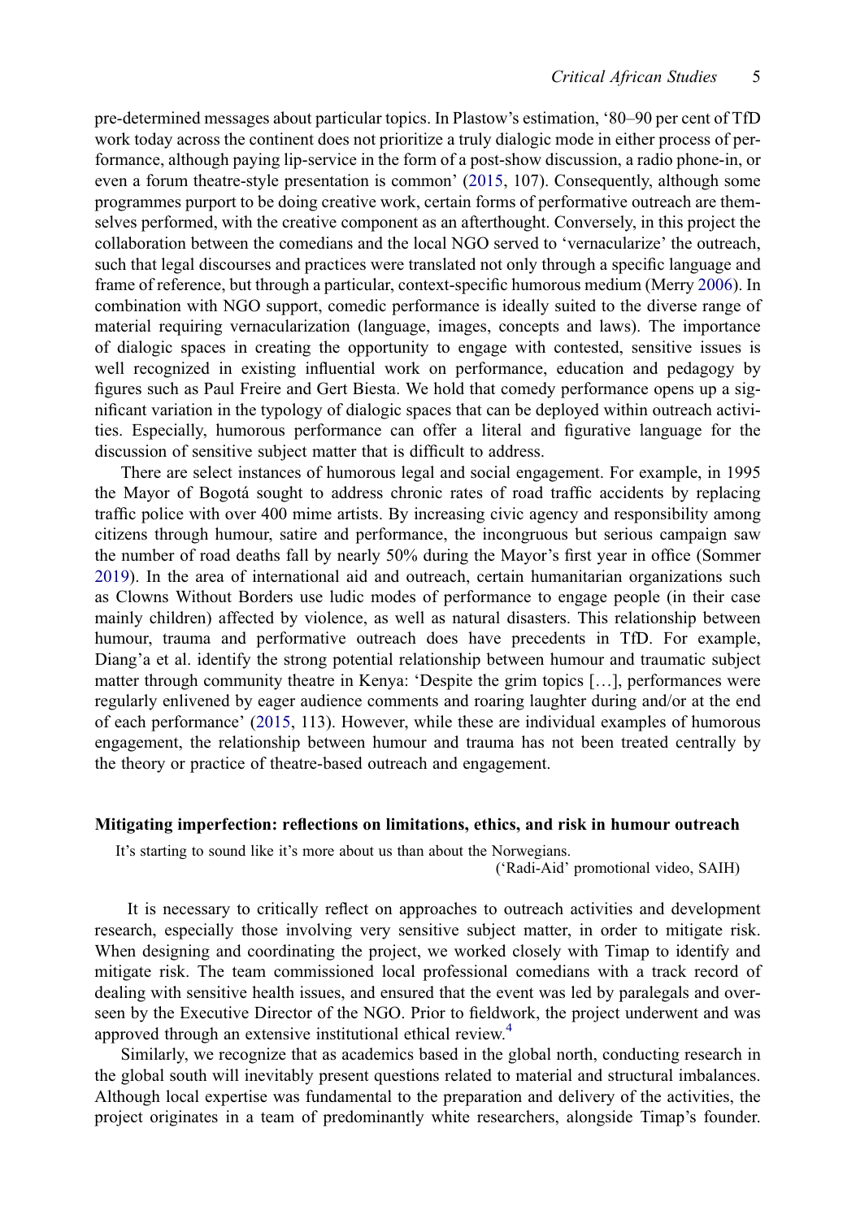pre-determined messages about particular topics. In Plastow's estimation, '80–90 per cent of TfD work today across the continent does not prioritize a truly dialogic mode in either process of performance, although paying lip-service in the form of a post-show discussion, a radio phone-in, or even a forum theatre-style presentation is common' (2015, 107). Consequently, although some programmes purport to be doing creative work, certain forms of performative outreach are themselves performed, with the creative component as an afterthought. Conversely, in this project the collaboration between the comedians and the local NGO served to 'vernacularize' the outreach, such that legal discourses and practices were translated not only through a specific language and frame of reference, but through a particular, context-specific humorous medium (Merry 2006). In combination with NGO support, comedic performance is ideally suited to the diverse range of material requiring vernacularization (language, images, concepts and laws). The importance of dialogic spaces in creating the opportunity to engage with contested, sensitive issues is well recognized in existing influential work on performance, education and pedagogy by figures such as Paul Freire and Gert Biesta. We hold that comedy performance opens up a significant variation in the typology of dialogic spaces that can be deployed within outreach activities. Especially, humorous performance can offer a literal and figurative language for the discussion of sensitive subject matter that is difficult to address.

There are select instances of humorous legal and social engagement. For example, in 1995 the Mayor of Bogotá sought to address chronic rates of road traffic accidents by replacing traffic police with over 400 mime artists. By increasing civic agency and responsibility among citizens through humour, satire and performance, the incongruous but serious campaign saw the number of road deaths fall by nearly 50% during the Mayor's first year in office (Sommer 2019). In the area of international aid and outreach, certain humanitarian organizations such as Clowns Without Borders use ludic modes of performance to engage people (in their case mainly children) affected by violence, as well as natural disasters. This relationship between humour, trauma and performative outreach does have precedents in TfD. For example, Diang'a et al. identify the strong potential relationship between humour and traumatic subject matter through community theatre in Kenya: 'Despite the grim topics […], performances were regularly enlivened by eager audience comments and roaring laughter during and/or at the end of each performance' (2015, 113). However, while these are individual examples of humorous engagement, the relationship between humour and trauma has not been treated centrally by the theory or practice of theatre-based outreach and engagement.

## Mitigating imperfection: reflections on limitations, ethics, and risk in humour outreach

> It's starting to sound like it's more about us than about the Norwegians.
>
> ('Radi-Aid' promotional video, SAIH)

It is necessary to critically reflect on approaches to outreach activities and development research, especially those involving very sensitive subject matter, in order to mitigate risk. When designing and coordinating the project, we worked closely with Timap to identify and mitigate risk. The team commissioned local professional comedians with a track record of dealing with sensitive health issues, and ensured that the event was led by paralegals and overseen by the Executive Director of the NGO. Prior to fieldwork, the project underwent and was approved through an extensive institutional ethical review.[4]

Similarly, we recognize that as academics based in the global north, conducting research in the global south will inevitably present questions related to material and structural imbalances. Although local expertise was fundamental to the preparation and delivery of the activities, the project originates in a team of predominantly white researchers, alongside Timap's founder.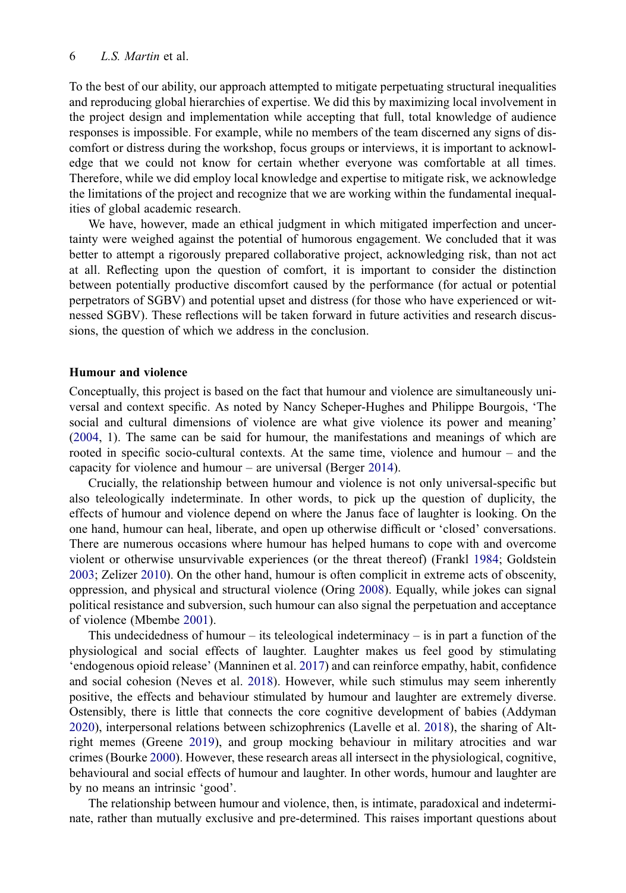To the best of our ability, our approach attempted to mitigate perpetuating structural inequalities and reproducing global hierarchies of expertise. We did this by maximizing local involvement in the project design and implementation while accepting that full, total knowledge of audience responses is impossible. For example, while no members of the team discerned any signs of discomfort or distress during the workshop, focus groups or interviews, it is important to acknowledge that we could not know for certain whether everyone was comfortable at all times. Therefore, while we did employ local knowledge and expertise to mitigate risk, we acknowledge the limitations of the project and recognize that we are working within the fundamental inequalities of global academic research.

We have, however, made an ethical judgment in which mitigated imperfection and uncertainty were weighed against the potential of humorous engagement. We concluded that it was better to attempt a rigorously prepared collaborative project, acknowledging risk, than not act at all. Reflecting upon the question of comfort, it is important to consider the distinction between potentially productive discomfort caused by the performance (for actual or potential perpetrators of SGBV) and potential upset and distress (for those who have experienced or witnessed SGBV). These reflections will be taken forward in future activities and research discussions, the question of which we address in the conclusion.

## Humour and violence

Conceptually, this project is based on the fact that humour and violence are simultaneously universal and context specific. As noted by Nancy Scheper-Hughes and Philippe Bourgois, 'The social and cultural dimensions of violence are what give violence its power and meaning' (2004, 1). The same can be said for humour, the manifestations and meanings of which are rooted in specific socio-cultural contexts. At the same time, violence and humour – and the capacity for violence and humour – are universal (Berger 2014).

Crucially, the relationship between humour and violence is not only universal-specific but also teleologically indeterminate. In other words, to pick up the question of duplicity, the effects of humour and violence depend on where the Janus face of laughter is looking. On the one hand, humour can heal, liberate, and open up otherwise difficult or 'closed' conversations. There are numerous occasions where humour has helped humans to cope with and overcome violent or otherwise unsurvivable experiences (or the threat thereof) (Frankl 1984; Goldstein 2003; Zelizer 2010). On the other hand, humour is often complicit in extreme acts of obscenity, oppression, and physical and structural violence (Oring 2008). Equally, while jokes can signal political resistance and subversion, such humour can also signal the perpetuation and acceptance of violence (Mbembe 2001).

This undecidedness of humour – its teleological indeterminacy – is in part a function of the physiological and social effects of laughter. Laughter makes us feel good by stimulating 'endogenous opioid release' (Manninen et al. 2017) and can reinforce empathy, habit, confidence and social cohesion (Neves et al. 2018). However, while such stimulus may seem inherently positive, the effects and behaviour stimulated by humour and laughter are extremely diverse. Ostensibly, there is little that connects the core cognitive development of babies (Addyman 2020), interpersonal relations between schizophrenics (Lavelle et al. 2018), the sharing of Alt-right memes (Greene 2019), and group mocking behaviour in military atrocities and war crimes (Bourke 2000). However, these research areas all intersect in the physiological, cognitive, behavioural and social effects of humour and laughter. In other words, humour and laughter are by no means an intrinsic 'good'.

The relationship between humour and violence, then, is intimate, paradoxical and indeterminate, rather than mutually exclusive and pre-determined. This raises important questions about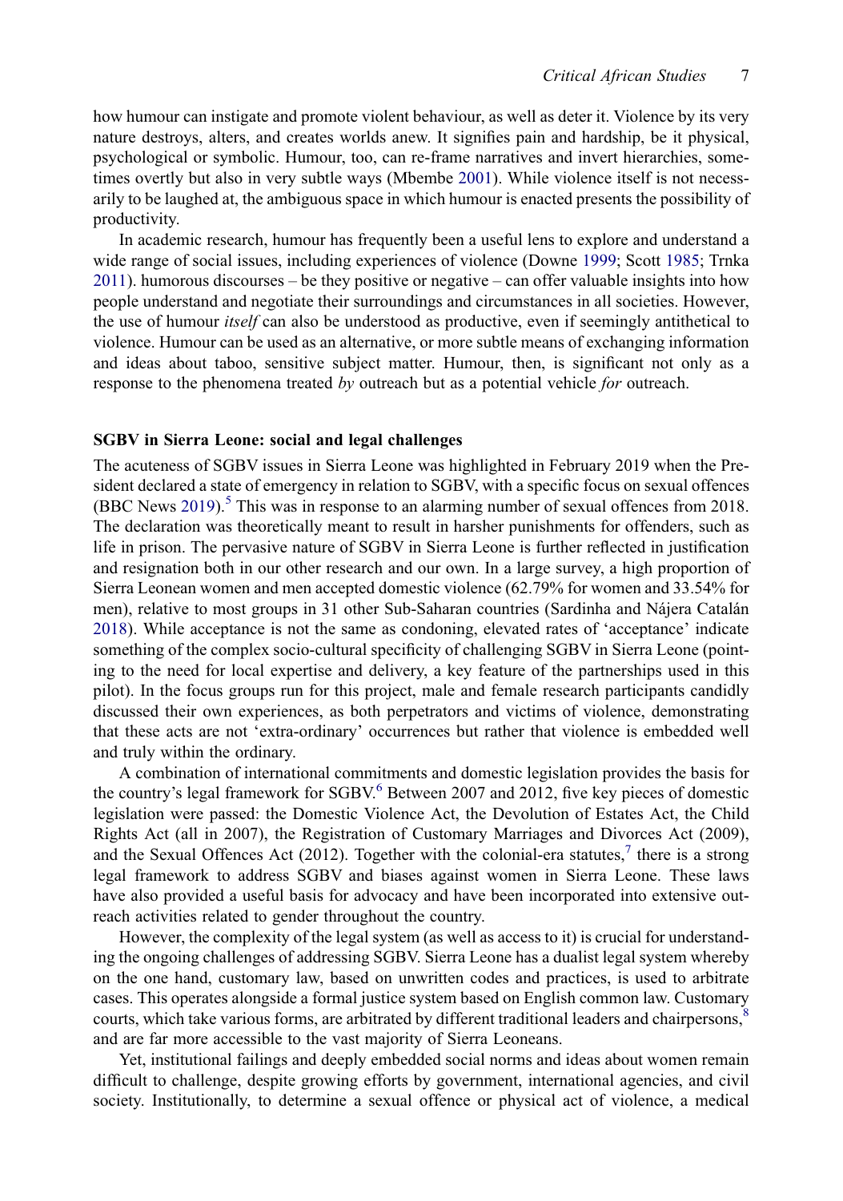how humour can instigate and promote violent behaviour, as well as deter it. Violence by its very nature destroys, alters, and creates worlds anew. It signifies pain and hardship, be it physical, psychological or symbolic. Humour, too, can re-frame narratives and invert hierarchies, sometimes overtly but also in very subtle ways (Mbembe 2001). While violence itself is not necessarily to be laughed at, the ambiguous space in which humour is enacted presents the possibility of productivity.

In academic research, humour has frequently been a useful lens to explore and understand a wide range of social issues, including experiences of violence (Downe 1999; Scott 1985; Trnka 2011). humorous discourses – be they positive or negative – can offer valuable insights into how people understand and negotiate their surroundings and circumstances in all societies. However, the use of humour *itself* can also be understood as productive, even if seemingly antithetical to violence. Humour can be used as an alternative, or more subtle means of exchanging information and ideas about taboo, sensitive subject matter. Humour, then, is significant not only as a response to the phenomena treated *by* outreach but as a potential vehicle *for* outreach.

### SGBV in Sierra Leone: social and legal challenges

The acuteness of SGBV issues in Sierra Leone was highlighted in February 2019 when the President declared a state of emergency in relation to SGBV, with a specific focus on sexual offences (BBC News 2019).[5] This was in response to an alarming number of sexual offences from 2018. The declaration was theoretically meant to result in harsher punishments for offenders, such as life in prison. The pervasive nature of SGBV in Sierra Leone is further reflected in justification and resignation both in our other research and our own. In a large survey, a high proportion of Sierra Leonean women and men accepted domestic violence (62.79% for women and 33.54% for men), relative to most groups in 31 other Sub-Saharan countries (Sardinha and Nájera Catalán 2018). While acceptance is not the same as condoning, elevated rates of 'acceptance' indicate something of the complex socio-cultural specificity of challenging SGBV in Sierra Leone (pointing to the need for local expertise and delivery, a key feature of the partnerships used in this pilot). In the focus groups run for this project, male and female research participants candidly discussed their own experiences, as both perpetrators and victims of violence, demonstrating that these acts are not 'extra-ordinary' occurrences but rather that violence is embedded well and truly within the ordinary.

A combination of international commitments and domestic legislation provides the basis for the country's legal framework for SGBV.[6] Between 2007 and 2012, five key pieces of domestic legislation were passed: the Domestic Violence Act, the Devolution of Estates Act, the Child Rights Act (all in 2007), the Registration of Customary Marriages and Divorces Act (2009), and the Sexual Offences Act (2012). Together with the colonial-era statutes,[7] there is a strong legal framework to address SGBV and biases against women in Sierra Leone. These laws have also provided a useful basis for advocacy and have been incorporated into extensive outreach activities related to gender throughout the country.

However, the complexity of the legal system (as well as access to it) is crucial for understanding the ongoing challenges of addressing SGBV. Sierra Leone has a dualist legal system whereby on the one hand, customary law, based on unwritten codes and practices, is used to arbitrate cases. This operates alongside a formal justice system based on English common law. Customary courts, which take various forms, are arbitrated by different traditional leaders and chairpersons,[8] and are far more accessible to the vast majority of Sierra Leoneans.

Yet, institutional failings and deeply embedded social norms and ideas about women remain difficult to challenge, despite growing efforts by government, international agencies, and civil society. Institutionally, to determine a sexual offence or physical act of violence, a medical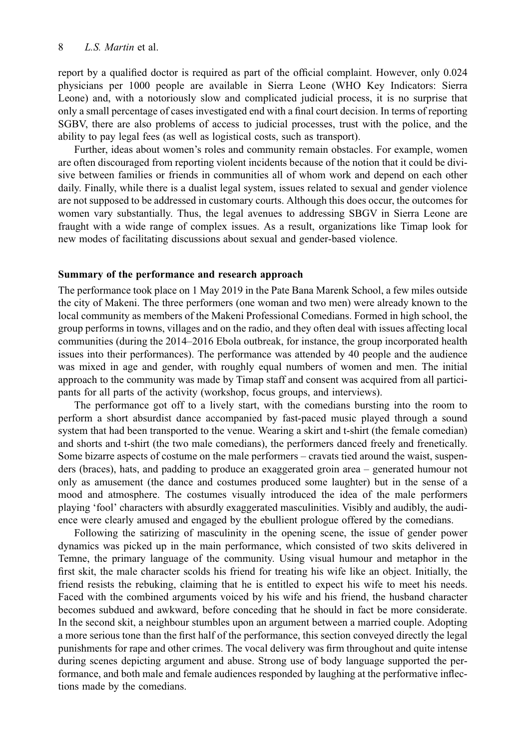report by a qualified doctor is required as part of the official complaint. However, only 0.024 physicians per 1000 people are available in Sierra Leone (WHO Key Indicators: Sierra Leone) and, with a notoriously slow and complicated judicial process, it is no surprise that only a small percentage of cases investigated end with a final court decision. In terms of reporting SGBV, there are also problems of access to judicial processes, trust with the police, and the ability to pay legal fees (as well as logistical costs, such as transport).

Further, ideas about women's roles and community remain obstacles. For example, women are often discouraged from reporting violent incidents because of the notion that it could be divisive between families or friends in communities all of whom work and depend on each other daily. Finally, while there is a dualist legal system, issues related to sexual and gender violence are not supposed to be addressed in customary courts. Although this does occur, the outcomes for women vary substantially. Thus, the legal avenues to addressing SBGV in Sierra Leone are fraught with a wide range of complex issues. As a result, organizations like Timap look for new modes of facilitating discussions about sexual and gender-based violence.

## Summary of the performance and research approach

The performance took place on 1 May 2019 in the Pate Bana Marenk School, a few miles outside the city of Makeni. The three performers (one woman and two men) were already known to the local community as members of the Makeni Professional Comedians. Formed in high school, the group performs in towns, villages and on the radio, and they often deal with issues affecting local communities (during the 2014–2016 Ebola outbreak, for instance, the group incorporated health issues into their performances). The performance was attended by 40 people and the audience was mixed in age and gender, with roughly equal numbers of women and men. The initial approach to the community was made by Timap staff and consent was acquired from all participants for all parts of the activity (workshop, focus groups, and interviews).

The performance got off to a lively start, with the comedians bursting into the room to perform a short absurdist dance accompanied by fast-paced music played through a sound system that had been transported to the venue. Wearing a skirt and t-shirt (the female comedian) and shorts and t-shirt (the two male comedians), the performers danced freely and frenetically. Some bizarre aspects of costume on the male performers – cravats tied around the waist, suspenders (braces), hats, and padding to produce an exaggerated groin area – generated humour not only as amusement (the dance and costumes produced some laughter) but in the sense of a mood and atmosphere. The costumes visually introduced the idea of the male performers playing 'fool' characters with absurdly exaggerated masculinities. Visibly and audibly, the audience were clearly amused and engaged by the ebullient prologue offered by the comedians.

Following the satirizing of masculinity in the opening scene, the issue of gender power dynamics was picked up in the main performance, which consisted of two skits delivered in Temne, the primary language of the community. Using visual humour and metaphor in the first skit, the male character scolds his friend for treating his wife like an object. Initially, the friend resists the rebuking, claiming that he is entitled to expect his wife to meet his needs. Faced with the combined arguments voiced by his wife and his friend, the husband character becomes subdued and awkward, before conceding that he should in fact be more considerate. In the second skit, a neighbour stumbles upon an argument between a married couple. Adopting a more serious tone than the first half of the performance, this section conveyed directly the legal punishments for rape and other crimes. The vocal delivery was firm throughout and quite intense during scenes depicting argument and abuse. Strong use of body language supported the performance, and both male and female audiences responded by laughing at the performative inflections made by the comedians.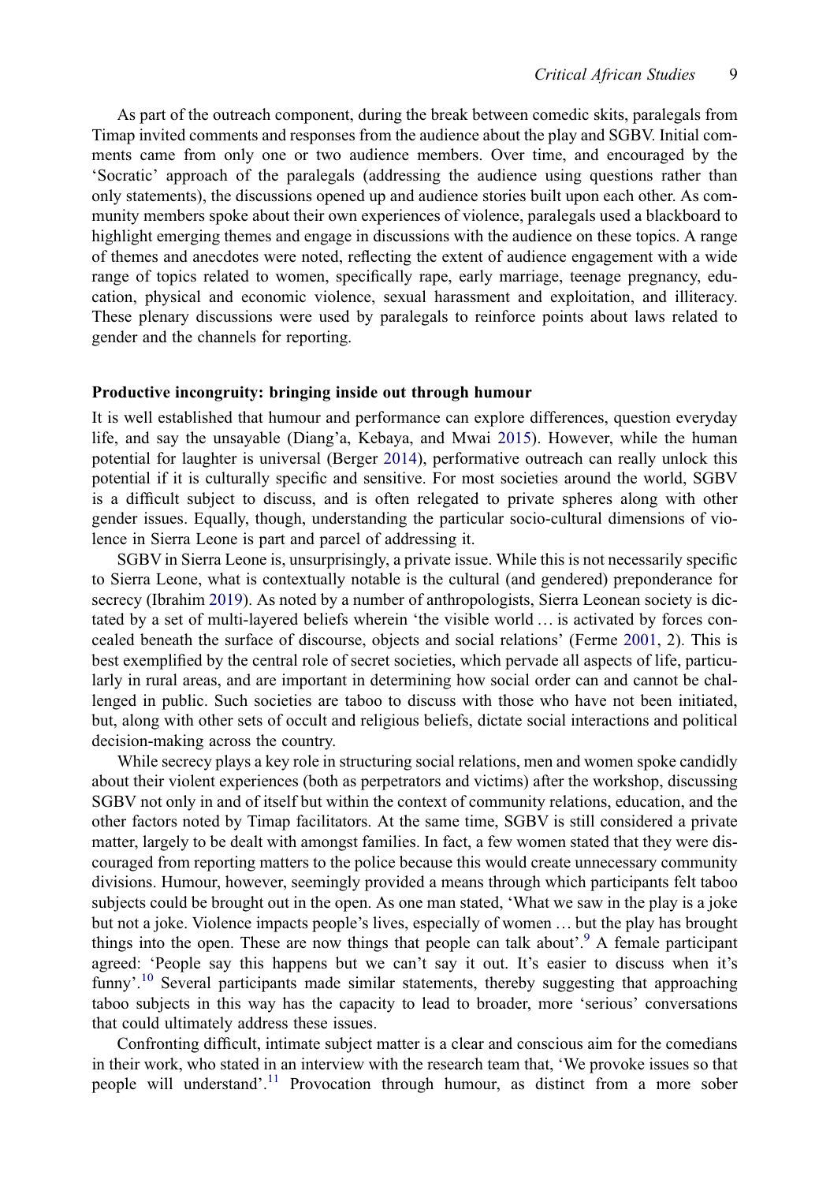As part of the outreach component, during the break between comedic skits, paralegals from Timap invited comments and responses from the audience about the play and SGBV. Initial comments came from only one or two audience members. Over time, and encouraged by the 'Socratic' approach of the paralegals (addressing the audience using questions rather than only statements), the discussions opened up and audience stories built upon each other. As community members spoke about their own experiences of violence, paralegals used a blackboard to highlight emerging themes and engage in discussions with the audience on these topics. A range of themes and anecdotes were noted, reflecting the extent of audience engagement with a wide range of topics related to women, specifically rape, early marriage, teenage pregnancy, education, physical and economic violence, sexual harassment and exploitation, and illiteracy. These plenary discussions were used by paralegals to reinforce points about laws related to gender and the channels for reporting.

### Productive incongruity: bringing inside out through humour

It is well established that humour and performance can explore differences, question everyday life, and say the unsayable (Diang'a, Kebaya, and Mwai 2015). However, while the human potential for laughter is universal (Berger 2014), performative outreach can really unlock this potential if it is culturally specific and sensitive. For most societies around the world, SGBV is a difficult subject to discuss, and is often relegated to private spheres along with other gender issues. Equally, though, understanding the particular socio-cultural dimensions of violence in Sierra Leone is part and parcel of addressing it.

SGBV in Sierra Leone is, unsurprisingly, a private issue. While this is not necessarily specific to Sierra Leone, what is contextually notable is the cultural (and gendered) preponderance for secrecy (Ibrahim 2019). As noted by a number of anthropologists, Sierra Leonean society is dictated by a set of multi-layered beliefs wherein 'the visible world … is activated by forces concealed beneath the surface of discourse, objects and social relations' (Ferme 2001, 2). This is best exemplified by the central role of secret societies, which pervade all aspects of life, particularly in rural areas, and are important in determining how social order can and cannot be challenged in public. Such societies are taboo to discuss with those who have not been initiated, but, along with other sets of occult and religious beliefs, dictate social interactions and political decision-making across the country.

While secrecy plays a key role in structuring social relations, men and women spoke candidly about their violent experiences (both as perpetrators and victims) after the workshop, discussing SGBV not only in and of itself but within the context of community relations, education, and the other factors noted by Timap facilitators. At the same time, SGBV is still considered a private matter, largely to be dealt with amongst families. In fact, a few women stated that they were discouraged from reporting matters to the police because this would create unnecessary community divisions. Humour, however, seemingly provided a means through which participants felt taboo subjects could be brought out in the open. As one man stated, 'What we saw in the play is a joke but not a joke. Violence impacts people's lives, especially of women … but the play has brought things into the open. These are now things that people can talk about'.[9] A female participant agreed: 'People say this happens but we can't say it out. It's easier to discuss when it's funny'.[10] Several participants made similar statements, thereby suggesting that approaching taboo subjects in this way has the capacity to lead to broader, more 'serious' conversations that could ultimately address these issues.

Confronting difficult, intimate subject matter is a clear and conscious aim for the comedians in their work, who stated in an interview with the research team that, 'We provoke issues so that people will understand'.[11] Provocation through humour, as distinct from a more sober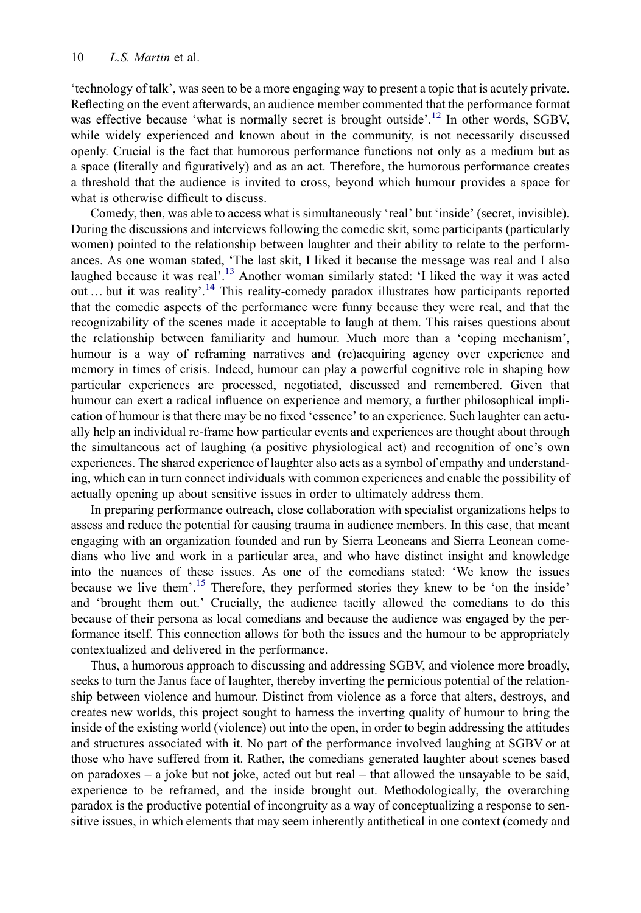'technology of talk', was seen to be a more engaging way to present a topic that is acutely private. Reflecting on the event afterwards, an audience member commented that the performance format was effective because 'what is normally secret is brought outside'.[12] In other words, SGBV, while widely experienced and known about in the community, is not necessarily discussed openly. Crucial is the fact that humorous performance functions not only as a medium but as a space (literally and figuratively) and as an act. Therefore, the humorous performance creates a threshold that the audience is invited to cross, beyond which humour provides a space for what is otherwise difficult to discuss.

Comedy, then, was able to access what is simultaneously 'real' but 'inside' (secret, invisible). During the discussions and interviews following the comedic skit, some participants (particularly women) pointed to the relationship between laughter and their ability to relate to the performances. As one woman stated, 'The last skit, I liked it because the message was real and I also laughed because it was real'.[13] Another woman similarly stated: 'I liked the way it was acted out … but it was reality'.[14] This reality-comedy paradox illustrates how participants reported that the comedic aspects of the performance were funny because they were real, and that the recognizability of the scenes made it acceptable to laugh at them. This raises questions about the relationship between familiarity and humour. Much more than a 'coping mechanism', humour is a way of reframing narratives and (re)acquiring agency over experience and memory in times of crisis. Indeed, humour can play a powerful cognitive role in shaping how particular experiences are processed, negotiated, discussed and remembered. Given that humour can exert a radical influence on experience and memory, a further philosophical implication of humour is that there may be no fixed 'essence' to an experience. Such laughter can actually help an individual re-frame how particular events and experiences are thought about through the simultaneous act of laughing (a positive physiological act) and recognition of one's own experiences. The shared experience of laughter also acts as a symbol of empathy and understanding, which can in turn connect individuals with common experiences and enable the possibility of actually opening up about sensitive issues in order to ultimately address them.

In preparing performance outreach, close collaboration with specialist organizations helps to assess and reduce the potential for causing trauma in audience members. In this case, that meant engaging with an organization founded and run by Sierra Leoneans and Sierra Leonean comedians who live and work in a particular area, and who have distinct insight and knowledge into the nuances of these issues. As one of the comedians stated: 'We know the issues because we live them'.[15] Therefore, they performed stories they knew to be 'on the inside' and 'brought them out.' Crucially, the audience tacitly allowed the comedians to do this because of their persona as local comedians and because the audience was engaged by the performance itself. This connection allows for both the issues and the humour to be appropriately contextualized and delivered in the performance.

Thus, a humorous approach to discussing and addressing SGBV, and violence more broadly, seeks to turn the Janus face of laughter, thereby inverting the pernicious potential of the relationship between violence and humour. Distinct from violence as a force that alters, destroys, and creates new worlds, this project sought to harness the inverting quality of humour to bring the inside of the existing world (violence) out into the open, in order to begin addressing the attitudes and structures associated with it. No part of the performance involved laughing at SGBV or at those who have suffered from it. Rather, the comedians generated laughter about scenes based on paradoxes – a joke but not joke, acted out but real – that allowed the unsayable to be said, experience to be reframed, and the inside brought out. Methodologically, the overarching paradox is the productive potential of incongruity as a way of conceptualizing a response to sensitive issues, in which elements that may seem inherently antithetical in one context (comedy and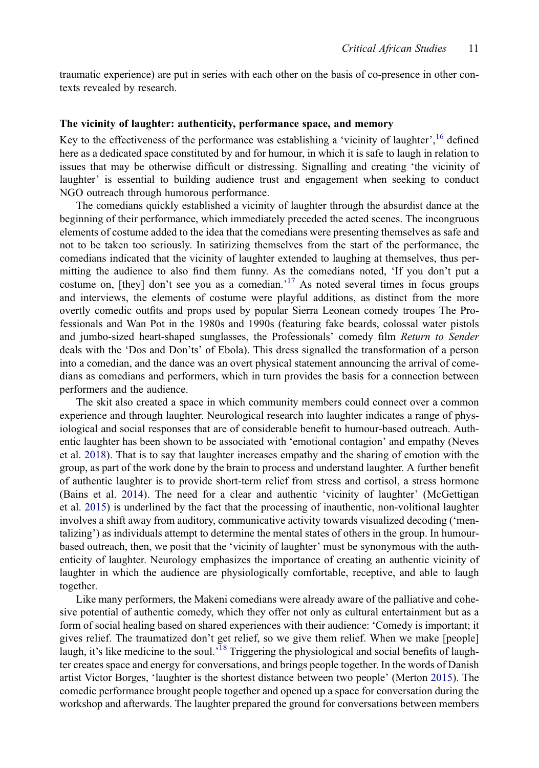traumatic experience) are put in series with each other on the basis of co-presence in other contexts revealed by research.

### The vicinity of laughter: authenticity, performance space, and memory

Key to the effectiveness of the performance was establishing a 'vicinity of laughter',[16] defined here as a dedicated space constituted by and for humour, in which it is safe to laugh in relation to issues that may be otherwise difficult or distressing. Signalling and creating 'the vicinity of laughter' is essential to building audience trust and engagement when seeking to conduct NGO outreach through humorous performance.

The comedians quickly established a vicinity of laughter through the absurdist dance at the beginning of their performance, which immediately preceded the acted scenes. The incongruous elements of costume added to the idea that the comedians were presenting themselves as safe and not to be taken too seriously. In satirizing themselves from the start of the performance, the comedians indicated that the vicinity of laughter extended to laughing at themselves, thus permitting the audience to also find them funny. As the comedians noted, 'If you don't put a costume on, [they] don't see you as a comedian.'[17] As noted several times in focus groups and interviews, the elements of costume were playful additions, as distinct from the more overtly comedic outfits and props used by popular Sierra Leonean comedy troupes The Professionals and Wan Pot in the 1980s and 1990s (featuring fake beards, colossal water pistols and jumbo-sized heart-shaped sunglasses, the Professionals' comedy film *Return to Sender* deals with the 'Dos and Don'ts' of Ebola). This dress signalled the transformation of a person into a comedian, and the dance was an overt physical statement announcing the arrival of comedians as comedians and performers, which in turn provides the basis for a connection between performers and the audience.

The skit also created a space in which community members could connect over a common experience and through laughter. Neurological research into laughter indicates a range of physiological and social responses that are of considerable benefit to humour-based outreach. Authentic laughter has been shown to be associated with 'emotional contagion' and empathy (Neves et al. 2018). That is to say that laughter increases empathy and the sharing of emotion with the group, as part of the work done by the brain to process and understand laughter. A further benefit of authentic laughter is to provide short-term relief from stress and cortisol, a stress hormone (Bains et al. 2014). The need for a clear and authentic 'vicinity of laughter' (McGettigan et al. 2015) is underlined by the fact that the processing of inauthentic, non-volitional laughter involves a shift away from auditory, communicative activity towards visualized decoding ('mentalizing') as individuals attempt to determine the mental states of others in the group. In humour-based outreach, then, we posit that the 'vicinity of laughter' must be synonymous with the authenticity of laughter. Neurology emphasizes the importance of creating an authentic vicinity of laughter in which the audience are physiologically comfortable, receptive, and able to laugh together.

Like many performers, the Makeni comedians were already aware of the palliative and cohesive potential of authentic comedy, which they offer not only as cultural entertainment but as a form of social healing based on shared experiences with their audience: 'Comedy is important; it gives relief. The traumatized don't get relief, so we give them relief. When we make [people] laugh, it's like medicine to the soul.'[18] Triggering the physiological and social benefits of laughter creates space and energy for conversations, and brings people together. In the words of Danish artist Victor Borges, 'laughter is the shortest distance between two people' (Merton 2015). The comedic performance brought people together and opened up a space for conversation during the workshop and afterwards. The laughter prepared the ground for conversations between members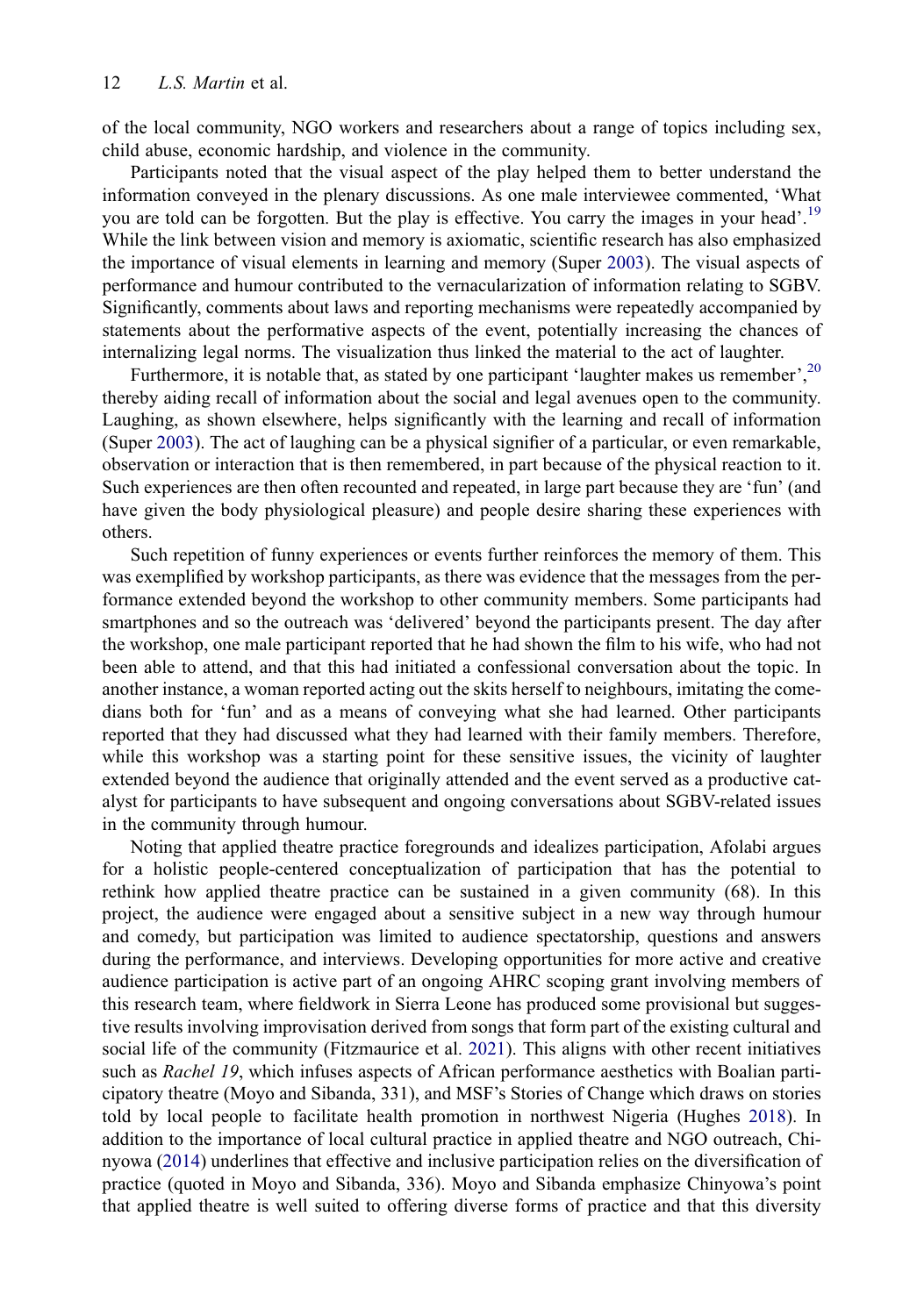of the local community, NGO workers and researchers about a range of topics including sex, child abuse, economic hardship, and violence in the community.

Participants noted that the visual aspect of the play helped them to better understand the information conveyed in the plenary discussions. As one male interviewee commented, 'What you are told can be forgotten. But the play is effective. You carry the images in your head'.[19] While the link between vision and memory is axiomatic, scientific research has also emphasized the importance of visual elements in learning and memory (Super 2003). The visual aspects of performance and humour contributed to the vernacularization of information relating to SGBV. Significantly, comments about laws and reporting mechanisms were repeatedly accompanied by statements about the performative aspects of the event, potentially increasing the chances of internalizing legal norms. The visualization thus linked the material to the act of laughter.

Furthermore, it is notable that, as stated by one participant 'laughter makes us remember',[20] thereby aiding recall of information about the social and legal avenues open to the community. Laughing, as shown elsewhere, helps significantly with the learning and recall of information (Super 2003). The act of laughing can be a physical signifier of a particular, or even remarkable, observation or interaction that is then remembered, in part because of the physical reaction to it. Such experiences are then often recounted and repeated, in large part because they are 'fun' (and have given the body physiological pleasure) and people desire sharing these experiences with others.

Such repetition of funny experiences or events further reinforces the memory of them. This was exemplified by workshop participants, as there was evidence that the messages from the performance extended beyond the workshop to other community members. Some participants had smartphones and so the outreach was 'delivered' beyond the participants present. The day after the workshop, one male participant reported that he had shown the film to his wife, who had not been able to attend, and that this had initiated a confessional conversation about the topic. In another instance, a woman reported acting out the skits herself to neighbours, imitating the comedians both for 'fun' and as a means of conveying what she had learned. Other participants reported that they had discussed what they had learned with their family members. Therefore, while this workshop was a starting point for these sensitive issues, the vicinity of laughter extended beyond the audience that originally attended and the event served as a productive catalyst for participants to have subsequent and ongoing conversations about SGBV-related issues in the community through humour.

Noting that applied theatre practice foregrounds and idealizes participation, Afolabi argues for a holistic people-centered conceptualization of participation that has the potential to rethink how applied theatre practice can be sustained in a given community (68). In this project, the audience were engaged about a sensitive subject in a new way through humour and comedy, but participation was limited to audience spectatorship, questions and answers during the performance, and interviews. Developing opportunities for more active and creative audience participation is active part of an ongoing AHRC scoping grant involving members of this research team, where fieldwork in Sierra Leone has produced some provisional but suggestive results involving improvisation derived from songs that form part of the existing cultural and social life of the community (Fitzmaurice et al. 2021). This aligns with other recent initiatives such as *Rachel 19*, which infuses aspects of African performance aesthetics with Boalian participatory theatre (Moyo and Sibanda, 331), and MSF's Stories of Change which draws on stories told by local people to facilitate health promotion in northwest Nigeria (Hughes 2018). In addition to the importance of local cultural practice in applied theatre and NGO outreach, Chinyowa (2014) underlines that effective and inclusive participation relies on the diversification of practice (quoted in Moyo and Sibanda, 336). Moyo and Sibanda emphasize Chinyowa's point that applied theatre is well suited to offering diverse forms of practice and that this diversity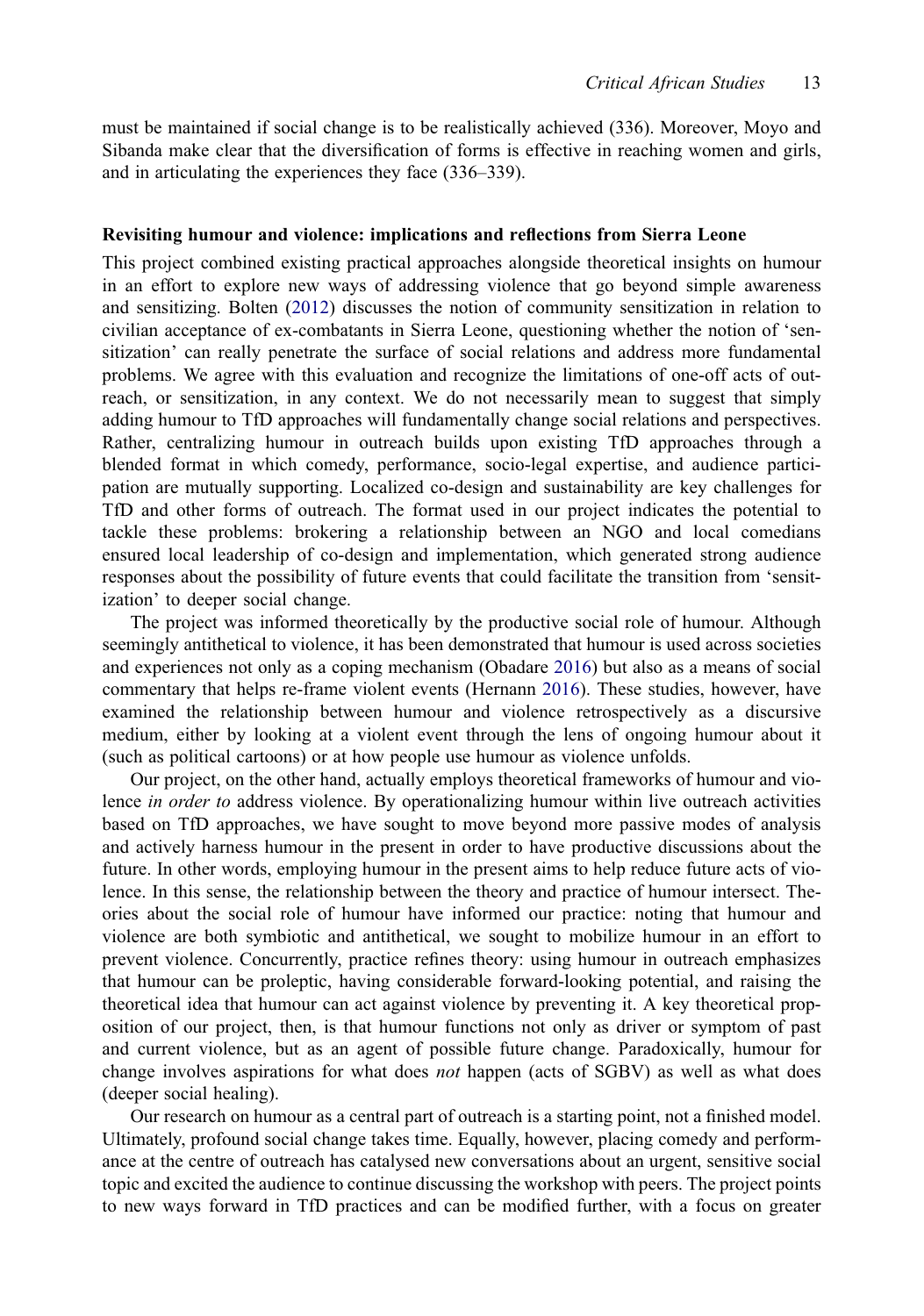must be maintained if social change is to be realistically achieved (336). Moreover, Moyo and Sibanda make clear that the diversification of forms is effective in reaching women and girls, and in articulating the experiences they face (336–339).

### Revisiting humour and violence: implications and reflections from Sierra Leone

This project combined existing practical approaches alongside theoretical insights on humour in an effort to explore new ways of addressing violence that go beyond simple awareness and sensitizing. Bolten (2012) discusses the notion of community sensitization in relation to civilian acceptance of ex-combatants in Sierra Leone, questioning whether the notion of 'sensitization' can really penetrate the surface of social relations and address more fundamental problems. We agree with this evaluation and recognize the limitations of one-off acts of outreach, or sensitization, in any context. We do not necessarily mean to suggest that simply adding humour to TfD approaches will fundamentally change social relations and perspectives. Rather, centralizing humour in outreach builds upon existing TfD approaches through a blended format in which comedy, performance, socio-legal expertise, and audience participation are mutually supporting. Localized co-design and sustainability are key challenges for TfD and other forms of outreach. The format used in our project indicates the potential to tackle these problems: brokering a relationship between an NGO and local comedians ensured local leadership of co-design and implementation, which generated strong audience responses about the possibility of future events that could facilitate the transition from 'sensitization' to deeper social change.

The project was informed theoretically by the productive social role of humour. Although seemingly antithetical to violence, it has been demonstrated that humour is used across societies and experiences not only as a coping mechanism (Obadare 2016) but also as a means of social commentary that helps re-frame violent events (Hernann 2016). These studies, however, have examined the relationship between humour and violence retrospectively as a discursive medium, either by looking at a violent event through the lens of ongoing humour about it (such as political cartoons) or at how people use humour as violence unfolds.

Our project, on the other hand, actually employs theoretical frameworks of humour and violence *in order to* address violence. By operationalizing humour within live outreach activities based on TfD approaches, we have sought to move beyond more passive modes of analysis and actively harness humour in the present in order to have productive discussions about the future. In other words, employing humour in the present aims to help reduce future acts of violence. In this sense, the relationship between the theory and practice of humour intersect. Theories about the social role of humour have informed our practice: noting that humour and violence are both symbiotic and antithetical, we sought to mobilize humour in an effort to prevent violence. Concurrently, practice refines theory: using humour in outreach emphasizes that humour can be proleptic, having considerable forward-looking potential, and raising the theoretical idea that humour can act against violence by preventing it. A key theoretical proposition of our project, then, is that humour functions not only as driver or symptom of past and current violence, but as an agent of possible future change. Paradoxically, humour for change involves aspirations for what does *not* happen (acts of SGBV) as well as what does (deeper social healing).

Our research on humour as a central part of outreach is a starting point, not a finished model. Ultimately, profound social change takes time. Equally, however, placing comedy and performance at the centre of outreach has catalysed new conversations about an urgent, sensitive social topic and excited the audience to continue discussing the workshop with peers. The project points to new ways forward in TfD practices and can be modified further, with a focus on greater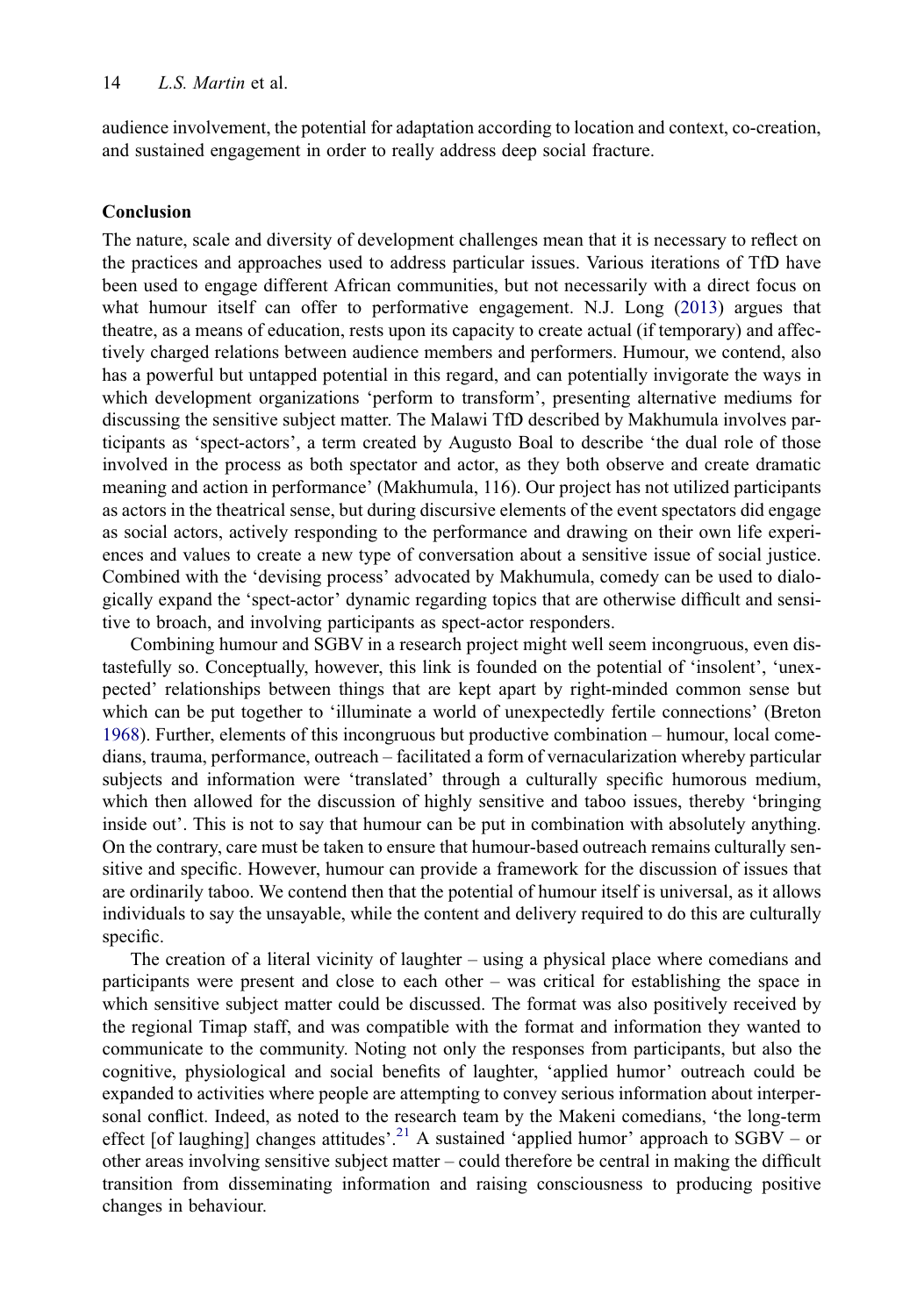audience involvement, the potential for adaptation according to location and context, co-creation, and sustained engagement in order to really address deep social fracture.

## Conclusion

The nature, scale and diversity of development challenges mean that it is necessary to reflect on the practices and approaches used to address particular issues. Various iterations of TfD have been used to engage different African communities, but not necessarily with a direct focus on what humour itself can offer to performative engagement. N.J. Long (2013) argues that theatre, as a means of education, rests upon its capacity to create actual (if temporary) and affectively charged relations between audience members and performers. Humour, we contend, also has a powerful but untapped potential in this regard, and can potentially invigorate the ways in which development organizations 'perform to transform', presenting alternative mediums for discussing the sensitive subject matter. The Malawi TfD described by Makhumula involves participants as 'spect-actors', a term created by Augusto Boal to describe 'the dual role of those involved in the process as both spectator and actor, as they both observe and create dramatic meaning and action in performance' (Makhumula, 116). Our project has not utilized participants as actors in the theatrical sense, but during discursive elements of the event spectators did engage as social actors, actively responding to the performance and drawing on their own life experiences and values to create a new type of conversation about a sensitive issue of social justice. Combined with the 'devising process' advocated by Makhumula, comedy can be used to dialogically expand the 'spect-actor' dynamic regarding topics that are otherwise difficult and sensitive to broach, and involving participants as spect-actor responders.

Combining humour and SGBV in a research project might well seem incongruous, even distastefully so. Conceptually, however, this link is founded on the potential of 'insolent', 'unexpected' relationships between things that are kept apart by right-minded common sense but which can be put together to 'illuminate a world of unexpectedly fertile connections' (Breton 1968). Further, elements of this incongruous but productive combination – humour, local comedians, trauma, performance, outreach – facilitated a form of vernacularization whereby particular subjects and information were 'translated' through a culturally specific humorous medium, which then allowed for the discussion of highly sensitive and taboo issues, thereby 'bringing inside out'. This is not to say that humour can be put in combination with absolutely anything. On the contrary, care must be taken to ensure that humour-based outreach remains culturally sensitive and specific. However, humour can provide a framework for the discussion of issues that are ordinarily taboo. We contend then that the potential of humour itself is universal, as it allows individuals to say the unsayable, while the content and delivery required to do this are culturally specific.

The creation of a literal vicinity of laughter – using a physical place where comedians and participants were present and close to each other – was critical for establishing the space in which sensitive subject matter could be discussed. The format was also positively received by the regional Timap staff, and was compatible with the format and information they wanted to communicate to the community. Noting not only the responses from participants, but also the cognitive, physiological and social benefits of laughter, 'applied humor' outreach could be expanded to activities where people are attempting to convey serious information about interpersonal conflict. Indeed, as noted to the research team by the Makeni comedians, 'the long-term effect [of laughing] changes attitudes'.[21] A sustained 'applied humor' approach to SGBV – or other areas involving sensitive subject matter – could therefore be central in making the difficult transition from disseminating information and raising consciousness to producing positive changes in behaviour.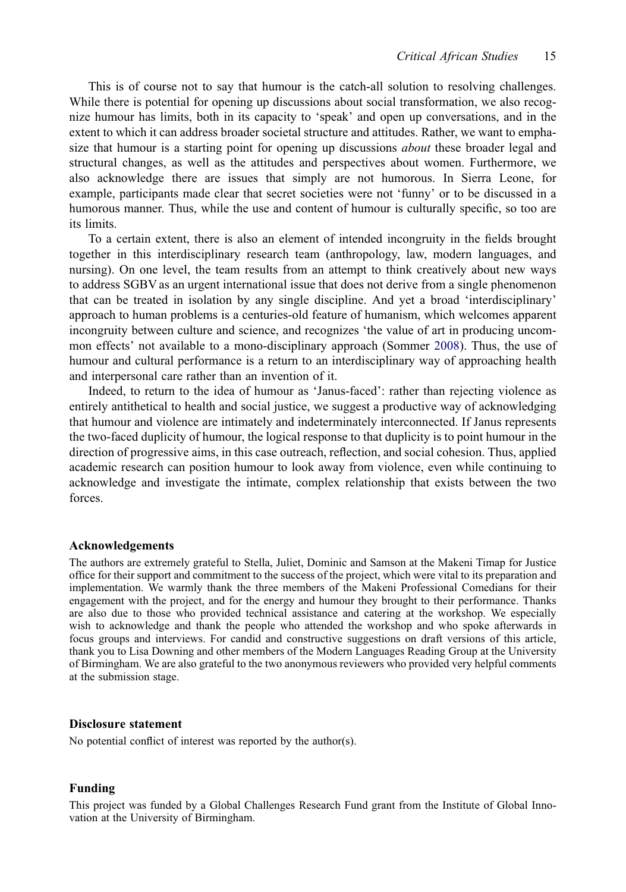This is of course not to say that humour is the catch-all solution to resolving challenges. While there is potential for opening up discussions about social transformation, we also recognize humour has limits, both in its capacity to 'speak' and open up conversations, and in the extent to which it can address broader societal structure and attitudes. Rather, we want to emphasize that humour is a starting point for opening up discussions *about* these broader legal and structural changes, as well as the attitudes and perspectives about women. Furthermore, we also acknowledge there are issues that simply are not humorous. In Sierra Leone, for example, participants made clear that secret societies were not 'funny' or to be discussed in a humorous manner. Thus, while the use and content of humour is culturally specific, so too are its limits.

To a certain extent, there is also an element of intended incongruity in the fields brought together in this interdisciplinary research team (anthropology, law, modern languages, and nursing). On one level, the team results from an attempt to think creatively about new ways to address SGBV as an urgent international issue that does not derive from a single phenomenon that can be treated in isolation by any single discipline. And yet a broad 'interdisciplinary' approach to human problems is a centuries-old feature of humanism, which welcomes apparent incongruity between culture and science, and recognizes 'the value of art in producing uncommon effects' not available to a mono-disciplinary approach (Sommer 2008). Thus, the use of humour and cultural performance is a return to an interdisciplinary way of approaching health and interpersonal care rather than an invention of it.

Indeed, to return to the idea of humour as 'Janus-faced': rather than rejecting violence as entirely antithetical to health and social justice, we suggest a productive way of acknowledging that humour and violence are intimately and indeterminately interconnected. If Janus represents the two-faced duplicity of humour, the logical response to that duplicity is to point humour in the direction of progressive aims, in this case outreach, reflection, and social cohesion. Thus, applied academic research can position humour to look away from violence, even while continuing to acknowledge and investigate the intimate, complex relationship that exists between the two forces.

## Acknowledgements

The authors are extremely grateful to Stella, Juliet, Dominic and Samson at the Makeni Timap for Justice office for their support and commitment to the success of the project, which were vital to its preparation and implementation. We warmly thank the three members of the Makeni Professional Comedians for their engagement with the project, and for the energy and humour they brought to their performance. Thanks are also due to those who provided technical assistance and catering at the workshop. We especially wish to acknowledge and thank the people who attended the workshop and who spoke afterwards in focus groups and interviews. For candid and constructive suggestions on draft versions of this article, thank you to Lisa Downing and other members of the Modern Languages Reading Group at the University of Birmingham. We are also grateful to the two anonymous reviewers who provided very helpful comments at the submission stage.

## Disclosure statement

No potential conflict of interest was reported by the author(s).

## Funding

This project was funded by a Global Challenges Research Fund grant from the Institute of Global Innovation at the University of Birmingham.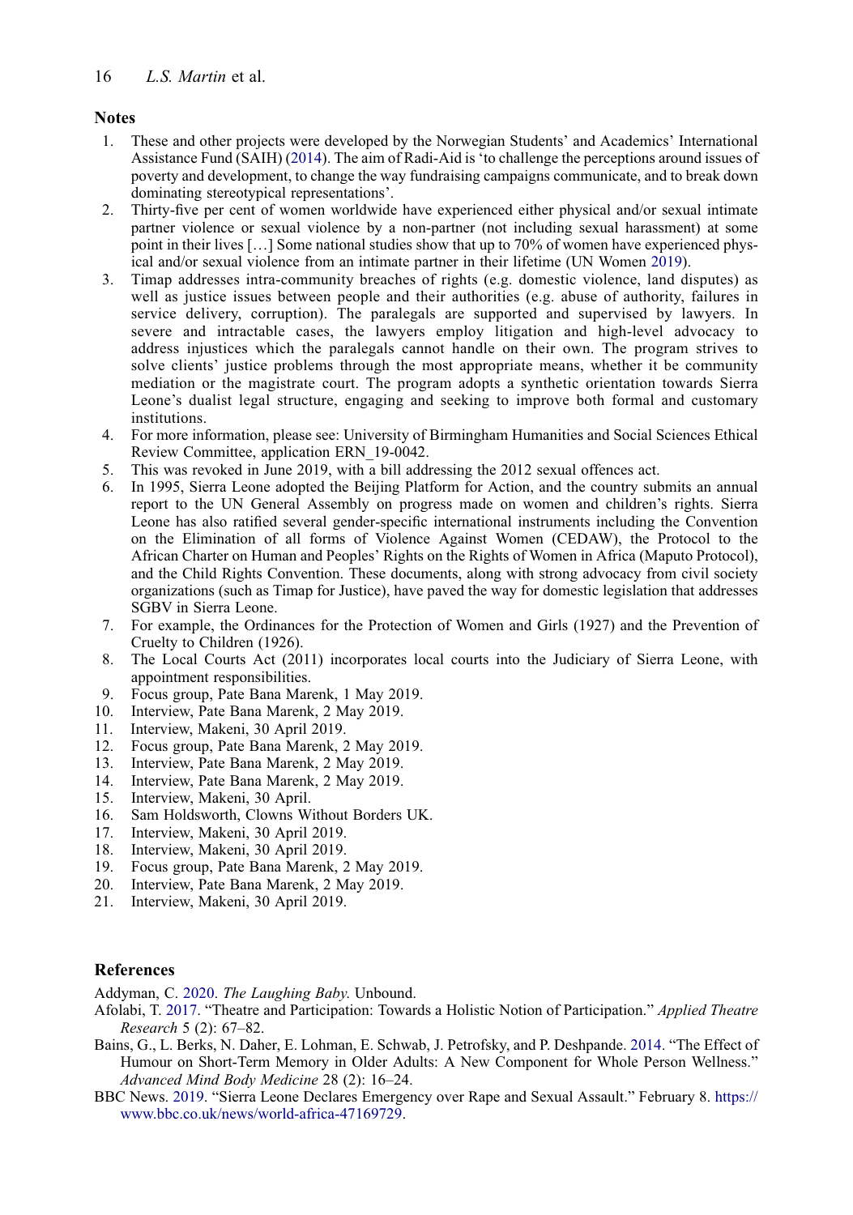## Notes

1. These and other projects were developed by the Norwegian Students' and Academics' International Assistance Fund (SAIH) (2014). The aim of Radi-Aid is 'to challenge the perceptions around issues of poverty and development, to change the way fundraising campaigns communicate, and to break down dominating stereotypical representations'.
2. Thirty-five per cent of women worldwide have experienced either physical and/or sexual intimate partner violence or sexual violence by a non-partner (not including sexual harassment) at some point in their lives […] Some national studies show that up to 70% of women have experienced physical and/or sexual violence from an intimate partner in their lifetime (UN Women 2019).
3. Timap addresses intra-community breaches of rights (e.g. domestic violence, land disputes) as well as justice issues between people and their authorities (e.g. abuse of authority, failures in service delivery, corruption). The paralegals are supported and supervised by lawyers. In severe and intractable cases, the lawyers employ litigation and high-level advocacy to address injustices which the paralegals cannot handle on their own. The program strives to solve clients' justice problems through the most appropriate means, whether it be community mediation or the magistrate court. The program adopts a synthetic orientation towards Sierra Leone's dualist legal structure, engaging and seeking to improve both formal and customary institutions.
4. For more information, please see: University of Birmingham Humanities and Social Sciences Ethical Review Committee, application ERN_19-0042.
5. This was revoked in June 2019, with a bill addressing the 2012 sexual offences act.
6. In 1995, Sierra Leone adopted the Beijing Platform for Action, and the country submits an annual report to the UN General Assembly on progress made on women and children's rights. Sierra Leone has also ratified several gender-specific international instruments including the Convention on the Elimination of all forms of Violence Against Women (CEDAW), the Protocol to the African Charter on Human and Peoples' Rights on the Rights of Women in Africa (Maputo Protocol), and the Child Rights Convention. These documents, along with strong advocacy from civil society organizations (such as Timap for Justice), have paved the way for domestic legislation that addresses SGBV in Sierra Leone.
7. For example, the Ordinances for the Protection of Women and Girls (1927) and the Prevention of Cruelty to Children (1926).
8. The Local Courts Act (2011) incorporates local courts into the Judiciary of Sierra Leone, with appointment responsibilities.
9. Focus group, Pate Bana Marenk, 1 May 2019.
10. Interview, Pate Bana Marenk, 2 May 2019.
11. Interview, Makeni, 30 April 2019.
12. Focus group, Pate Bana Marenk, 2 May 2019.
13. Interview, Pate Bana Marenk, 2 May 2019.
14. Interview, Pate Bana Marenk, 2 May 2019.
15. Interview, Makeni, 30 April.
16. Sam Holdsworth, Clowns Without Borders UK.
17. Interview, Makeni, 30 April 2019.
18. Interview, Makeni, 30 April 2019.
19. Focus group, Pate Bana Marenk, 2 May 2019.
20. Interview, Pate Bana Marenk, 2 May 2019.
21. Interview, Makeni, 30 April 2019.

## References

Addyman, C. 2020. *The Laughing Baby.* Unbound.

Afolabi, T. 2017. "Theatre and Participation: Towards a Holistic Notion of Participation." *Applied Theatre Research* 5 (2): 67–82.

Bains, G., L. Berks, N. Daher, E. Lohman, E. Schwab, J. Petrofsky, and P. Deshpande. 2014. "The Effect of Humour on Short-Term Memory in Older Adults: A New Component for Whole Person Wellness." *Advanced Mind Body Medicine* 28 (2): 16–24.

BBC News. 2019. "Sierra Leone Declares Emergency over Rape and Sexual Assault." February 8. https://www.bbc.co.uk/news/world-africa-47169729.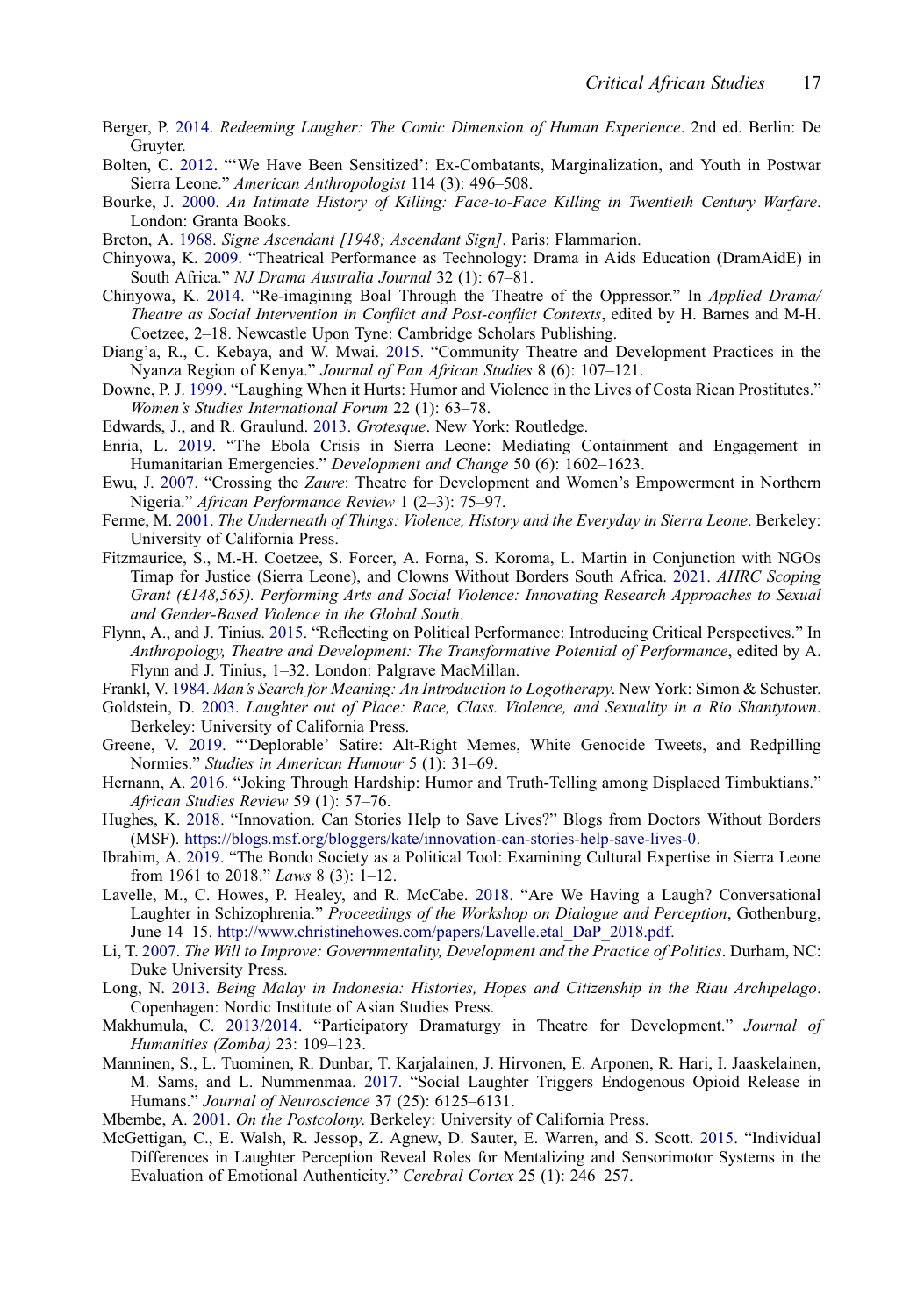Berger, P. 2014. *Redeeming Laughter: The Comic Dimension of Human Experience*. 2nd ed. Berlin: De Gruyter.

Bolten, C. 2012. "'We Have Been Sensitized': Ex-Combatants, Marginalization, and Youth in Postwar Sierra Leone." *American Anthropologist* 114 (3): 496–508.

Bourke, J. 2000. *An Intimate History of Killing: Face-to-Face Killing in Twentieth Century Warfare*. London: Granta Books.

Breton, A. 1968. *Signe Ascendant [1948; Ascendant Sign]*. Paris: Flammarion.

Chinyowa, K. 2009. "Theatrical Performance as Technology: Drama in Aids Education (DramAidE) in South Africa." *NJ Drama Australia Journal* 32 (1): 67–81.

Chinyowa, K. 2014. "Re-imagining Boal Through the Theatre of the Oppressor." In *Applied Drama/ Theatre as Social Intervention in Conflict and Post-conflict Contexts*, edited by H. Barnes and M-H. Coetzee, 2–18. Newcastle Upon Tyne: Cambridge Scholars Publishing.

Diang'a, R., C. Kebaya, and W. Mwai. 2015. "Community Theatre and Development Practices in the Nyanza Region of Kenya." *Journal of Pan African Studies* 8 (6): 107–121.

Downe, P. J. 1999. "Laughing When it Hurts: Humor and Violence in the Lives of Costa Rican Prostitutes." *Women's Studies International Forum* 22 (1): 63–78.

Edwards, J., and R. Graulund. 2013. *Grotesque*. New York: Routledge.

Enria, L. 2019. "The Ebola Crisis in Sierra Leone: Mediating Containment and Engagement in Humanitarian Emergencies." *Development and Change* 50 (6): 1602–1623.

Ewu, J. 2007. "Crossing the *Zaure*: Theatre for Development and Women's Empowerment in Northern Nigeria." *African Performance Review* 1 (2–3): 75–97.

Ferme, M. 2001. *The Underneath of Things: Violence, History and the Everyday in Sierra Leone*. Berkeley: University of California Press.

Fitzmaurice, S., M.-H. Coetzee, S. Forcer, A. Forna, S. Koroma, L. Martin in Conjunction with NGOs Timap for Justice (Sierra Leone), and Clowns Without Borders South Africa. 2021. *AHRC Scoping Grant (£148,565). Performing Arts and Social Violence: Innovating Research Approaches to Sexual and Gender-Based Violence in the Global South*.

Flynn, A., and J. Tinius. 2015. "Reflecting on Political Performance: Introducing Critical Perspectives." In *Anthropology, Theatre and Development: The Transformative Potential of Performance*, edited by A. Flynn and J. Tinius, 1–32. London: Palgrave MacMillan.

Frankl, V. 1984. *Man's Search for Meaning: An Introduction to Logotherapy*. New York: Simon & Schuster.

Goldstein, D. 2003. *Laughter out of Place: Race, Class. Violence, and Sexuality in a Rio Shantytown*. Berkeley: University of California Press.

Greene, V. 2019. "'Deplorable' Satire: Alt-Right Memes, White Genocide Tweets, and Redpilling Normies." *Studies in American Humour* 5 (1): 31–69.

Hernann, A. 2016. "Joking Through Hardship: Humor and Truth-Telling among Displaced Timbuktians." *African Studies Review* 59 (1): 57–76.

Hughes, K. 2018. "Innovation. Can Stories Help to Save Lives?" Blogs from Doctors Without Borders (MSF). https://blogs.msf.org/bloggers/kate/innovation-can-stories-help-save-lives-0.

Ibrahim, A. 2019. "The Bondo Society as a Political Tool: Examining Cultural Expertise in Sierra Leone from 1961 to 2018." *Laws* 8 (3): 1–12.

Lavelle, M., C. Howes, P. Healey, and R. McCabe. 2018. "Are We Having a Laugh? Conversational Laughter in Schizophrenia." *Proceedings of the Workshop on Dialogue and Perception*, Gothenburg, June 14–15. http://www.christinehowes.com/papers/Lavelle.etal_DaP_2018.pdf.

Li, T. 2007. *The Will to Improve: Governmentality, Development and the Practice of Politics*. Durham, NC: Duke University Press.

Long, N. 2013. *Being Malay in Indonesia: Histories, Hopes and Citizenship in the Riau Archipelago*. Copenhagen: Nordic Institute of Asian Studies Press.

Makhumula, C. 2013/2014. "Participatory Dramaturgy in Theatre for Development." *Journal of Humanities (Zomba)* 23: 109–123.

Manninen, S., L. Tuominen, R. Dunbar, T. Karjalainen, J. Hirvonen, E. Arponen, R. Hari, I. Jaaskelainen, M. Sams, and L. Nummenmaa. 2017. "Social Laughter Triggers Endogenous Opioid Release in Humans." *Journal of Neuroscience* 37 (25): 6125–6131.

Mbembe, A. 2001. *On the Postcolony*. Berkeley: University of California Press.

McGettigan, C., E. Walsh, R. Jessop, Z. Agnew, D. Sauter, E. Warren, and S. Scott. 2015. "Individual Differences in Laughter Perception Reveal Roles for Mentalizing and Sensorimotor Systems in the Evaluation of Emotional Authenticity." *Cerebral Cortex* 25 (1): 246–257.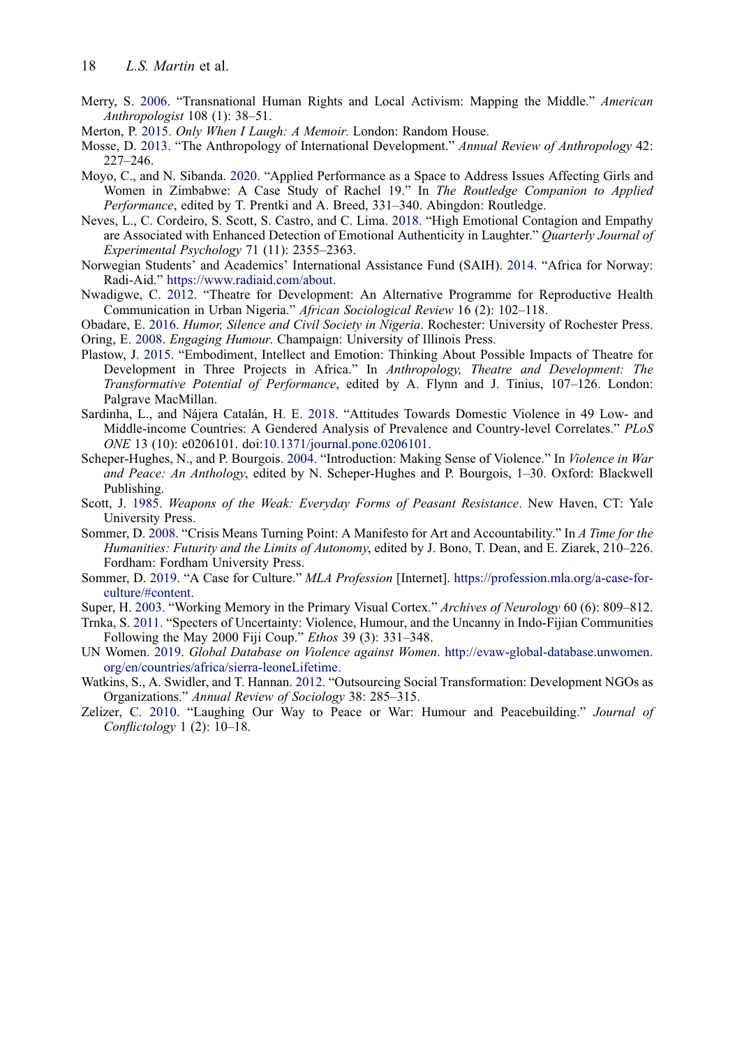Merry, S. 2006. "Transnational Human Rights and Local Activism: Mapping the Middle." *American Anthropologist* 108 (1): 38–51.

Merton, P. 2015. *Only When I Laugh: A Memoir*. London: Random House.

Mosse, D. 2013. "The Anthropology of International Development." *Annual Review of Anthropology* 42: 227–246.

Moyo, C., and N. Sibanda. 2020. "Applied Performance as a Space to Address Issues Affecting Girls and Women in Zimbabwe: A Case Study of Rachel 19." In *The Routledge Companion to Applied Performance*, edited by T. Prentki and A. Breed, 331–340. Abingdon: Routledge.

Neves, L., C. Cordeiro, S. Scott, S. Castro, and C. Lima. 2018. "High Emotional Contagion and Empathy are Associated with Enhanced Detection of Emotional Authenticity in Laughter." *Quarterly Journal of Experimental Psychology* 71 (11): 2355–2363.

Norwegian Students' and Academics' International Assistance Fund (SAIH). 2014. "Africa for Norway: Radi-Aid." https://www.radiaid.com/about.

Nwadigwe, C. 2012. "Theatre for Development: An Alternative Programme for Reproductive Health Communication in Urban Nigeria." *African Sociological Review* 16 (2): 102–118.

Obadare, E. 2016. *Humor, Silence and Civil Society in Nigeria*. Rochester: University of Rochester Press.

Oring, E. 2008. *Engaging Humour*. Champaign: University of Illinois Press.

Plastow, J. 2015. "Embodiment, Intellect and Emotion: Thinking About Possible Impacts of Theatre for Development in Three Projects in Africa." In *Anthropology, Theatre and Development: The Transformative Potential of Performance*, edited by A. Flynn and J. Tinius, 107–126. London: Palgrave MacMillan.

Sardinha, L., and Nájera Catalán, H. E. 2018. "Attitudes Towards Domestic Violence in 49 Low- and Middle-income Countries: A Gendered Analysis of Prevalence and Country-level Correlates." *PLoS ONE* 13 (10): e0206101. doi:10.1371/journal.pone.0206101.

Scheper-Hughes, N., and P. Bourgois. 2004. "Introduction: Making Sense of Violence." In *Violence in War and Peace: An Anthology*, edited by N. Scheper-Hughes and P. Bourgois, 1–30. Oxford: Blackwell Publishing.

Scott, J. 1985. *Weapons of the Weak: Everyday Forms of Peasant Resistance*. New Haven, CT: Yale University Press.

Sommer, D. 2008. "Crisis Means Turning Point: A Manifesto for Art and Accountability." In *A Time for the Humanities: Futurity and the Limits of Autonomy*, edited by J. Bono, T. Dean, and E. Ziarek, 210–226. Fordham: Fordham University Press.

Sommer, D. 2019. "A Case for Culture." *MLA Profession* [Internet]. https://profession.mla.org/a-case-for-culture/#content.

Super, H. 2003. "Working Memory in the Primary Visual Cortex." *Archives of Neurology* 60 (6): 809–812.

Trnka, S. 2011. "Specters of Uncertainty: Violence, Humour, and the Uncanny in Indo-Fijian Communities Following the May 2000 Fiji Coup." *Ethos* 39 (3): 331–348.

UN Women. 2019. *Global Database on Violence against Women*. http://evaw-global-database.unwomen.org/en/countries/africa/sierra-leoneLifetime.

Watkins, S., A. Swidler, and T. Hannan. 2012. "Outsourcing Social Transformation: Development NGOs as Organizations." *Annual Review of Sociology* 38: 285–315.

Zelizer, C. 2010. "Laughing Our Way to Peace or War: Humour and Peacebuilding." *Journal of Conflictology* 1 (2): 10–18.